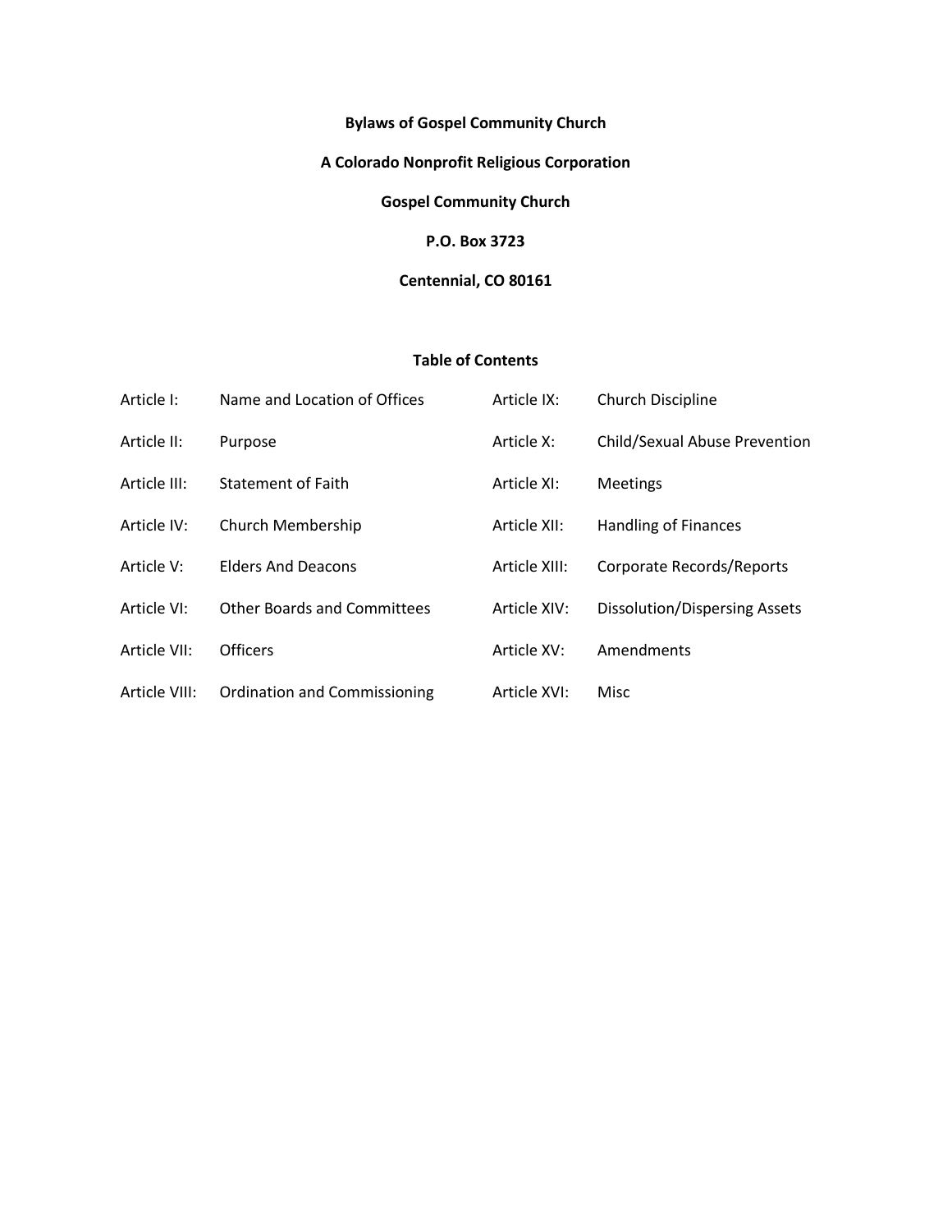# Bylaws of Gospel Community Church

**A Colorado Nonprofit Religious Corporation**

**Gospel Community Church**

**P.O. Box 3723**

**Centennial, CO 80161**

## Table of Contents

Article I: Name and Location of Offices

Article II: Purpose

Article III: Statement of Faith

Article IV: Church Membership

Article V: Elders And Deacons

Article VI: Other Boards and Committees

Article VII: Officers

Article VIII: Ordination and Commissioning

Article IX: Church Discipline

Article X: Child/Sexual Abuse Prevention

Article XI: Meetings

Article XII: Handling of Finances

Article XIII: Corporate Records/Reports

Article XIV: Dissolution/Dispersing Assets

Article XV: Amendments

Article XVI: Misc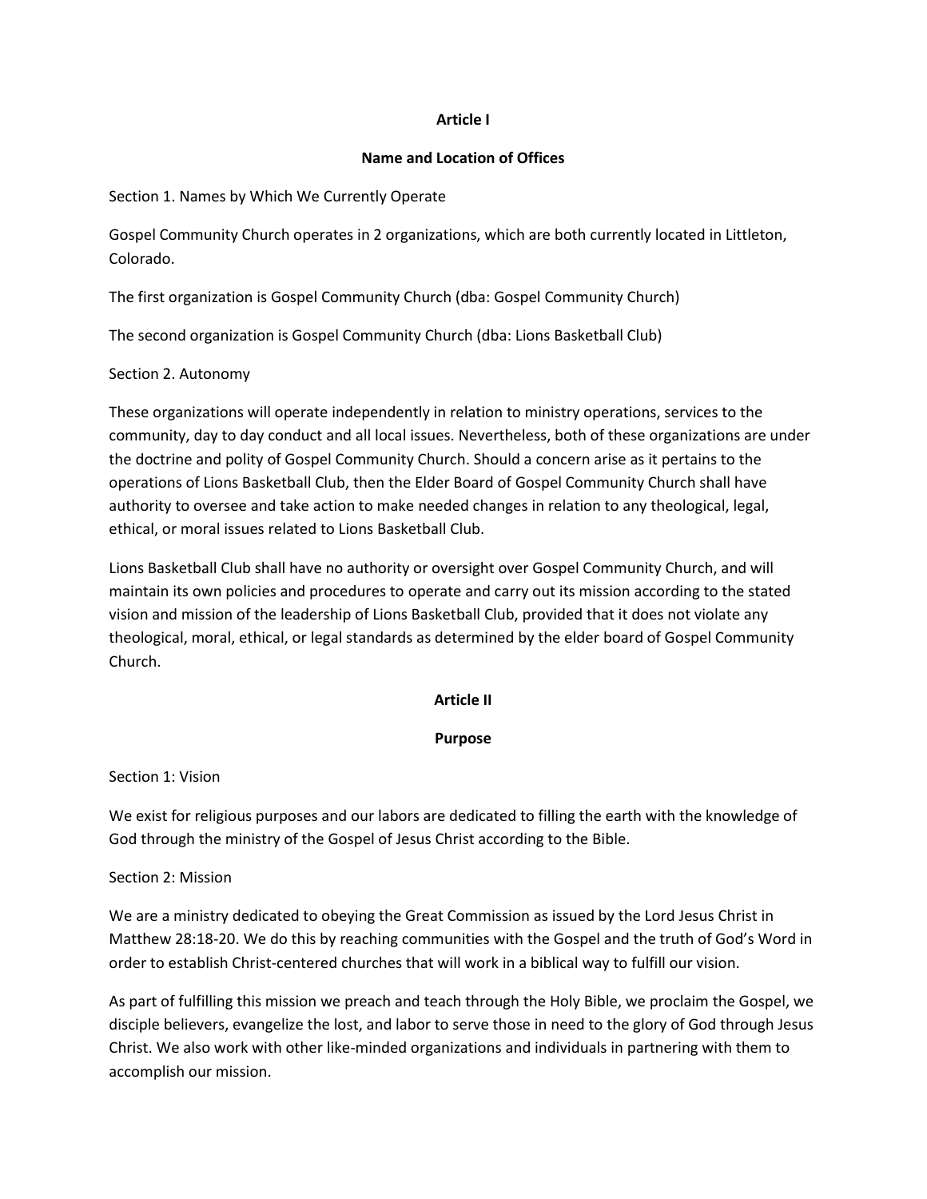## Article I

### Name and Location of Offices

Section 1. Names by Which We Currently Operate

Gospel Community Church operates in 2 organizations, which are both currently located in Littleton, Colorado.

The first organization is Gospel Community Church (dba: Gospel Community Church)

The second organization is Gospel Community Church (dba: Lions Basketball Club)

Section 2. Autonomy

These organizations will operate independently in relation to ministry operations, services to the community, day to day conduct and all local issues. Nevertheless, both of these organizations are under the doctrine and polity of Gospel Community Church. Should a concern arise as it pertains to the operations of Lions Basketball Club, then the Elder Board of Gospel Community Church shall have authority to oversee and take action to make needed changes in relation to any theological, legal, ethical, or moral issues related to Lions Basketball Club.

Lions Basketball Club shall have no authority or oversight over Gospel Community Church, and will maintain its own policies and procedures to operate and carry out its mission according to the stated vision and mission of the leadership of Lions Basketball Club, provided that it does not violate any theological, moral, ethical, or legal standards as determined by the elder board of Gospel Community Church.

## Article II

### Purpose

Section 1: Vision

We exist for religious purposes and our labors are dedicated to filling the earth with the knowledge of God through the ministry of the Gospel of Jesus Christ according to the Bible.

Section 2: Mission

We are a ministry dedicated to obeying the Great Commission as issued by the Lord Jesus Christ in Matthew 28:18-20. We do this by reaching communities with the Gospel and the truth of God's Word in order to establish Christ-centered churches that will work in a biblical way to fulfill our vision.

As part of fulfilling this mission we preach and teach through the Holy Bible, we proclaim the Gospel, we disciple believers, evangelize the lost, and labor to serve those in need to the glory of God through Jesus Christ. We also work with other like-minded organizations and individuals in partnering with them to accomplish our mission.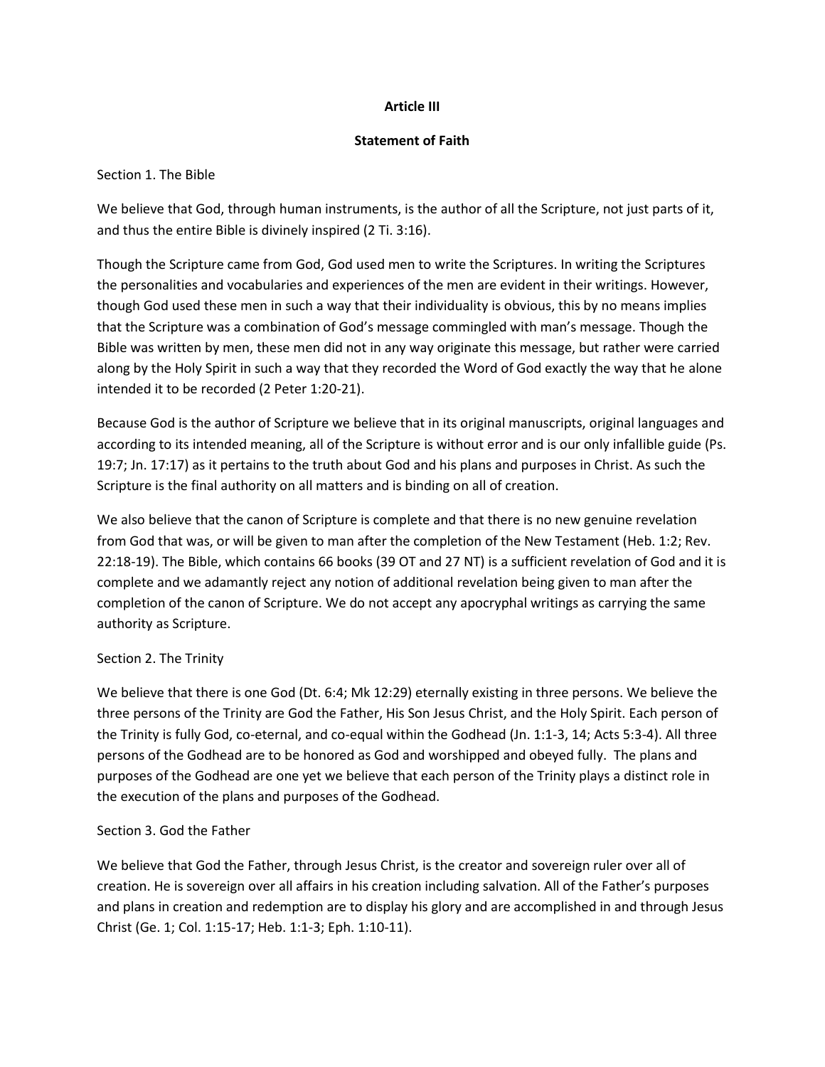**Article III**

**Statement of Faith**

Section 1. The Bible

We believe that God, through human instruments, is the author of all the Scripture, not just parts of it, and thus the entire Bible is divinely inspired (2 Ti. 3:16).

Though the Scripture came from God, God used men to write the Scriptures. In writing the Scriptures the personalities and vocabularies and experiences of the men are evident in their writings. However, though God used these men in such a way that their individuality is obvious, this by no means implies that the Scripture was a combination of God's message commingled with man's message. Though the Bible was written by men, these men did not in any way originate this message, but rather were carried along by the Holy Spirit in such a way that they recorded the Word of God exactly the way that he alone intended it to be recorded (2 Peter 1:20-21).

Because God is the author of Scripture we believe that in its original manuscripts, original languages and according to its intended meaning, all of the Scripture is without error and is our only infallible guide (Ps. 19:7; Jn. 17:17) as it pertains to the truth about God and his plans and purposes in Christ. As such the Scripture is the final authority on all matters and is binding on all of creation.

We also believe that the canon of Scripture is complete and that there is no new genuine revelation from God that was, or will be given to man after the completion of the New Testament (Heb. 1:2; Rev. 22:18-19). The Bible, which contains 66 books (39 OT and 27 NT) is a sufficient revelation of God and it is complete and we adamantly reject any notion of additional revelation being given to man after the completion of the canon of Scripture. We do not accept any apocryphal writings as carrying the same authority as Scripture.

Section 2. The Trinity

We believe that there is one God (Dt. 6:4; Mk 12:29) eternally existing in three persons. We believe the three persons of the Trinity are God the Father, His Son Jesus Christ, and the Holy Spirit. Each person of the Trinity is fully God, co-eternal, and co-equal within the Godhead (Jn. 1:1-3, 14; Acts 5:3-4). All three persons of the Godhead are to be honored as God and worshipped and obeyed fully. The plans and purposes of the Godhead are one yet we believe that each person of the Trinity plays a distinct role in the execution of the plans and purposes of the Godhead.

Section 3. God the Father

We believe that God the Father, through Jesus Christ, is the creator and sovereign ruler over all of creation. He is sovereign over all affairs in his creation including salvation. All of the Father's purposes and plans in creation and redemption are to display his glory and are accomplished in and through Jesus Christ (Ge. 1; Col. 1:15-17; Heb. 1:1-3; Eph. 1:10-11).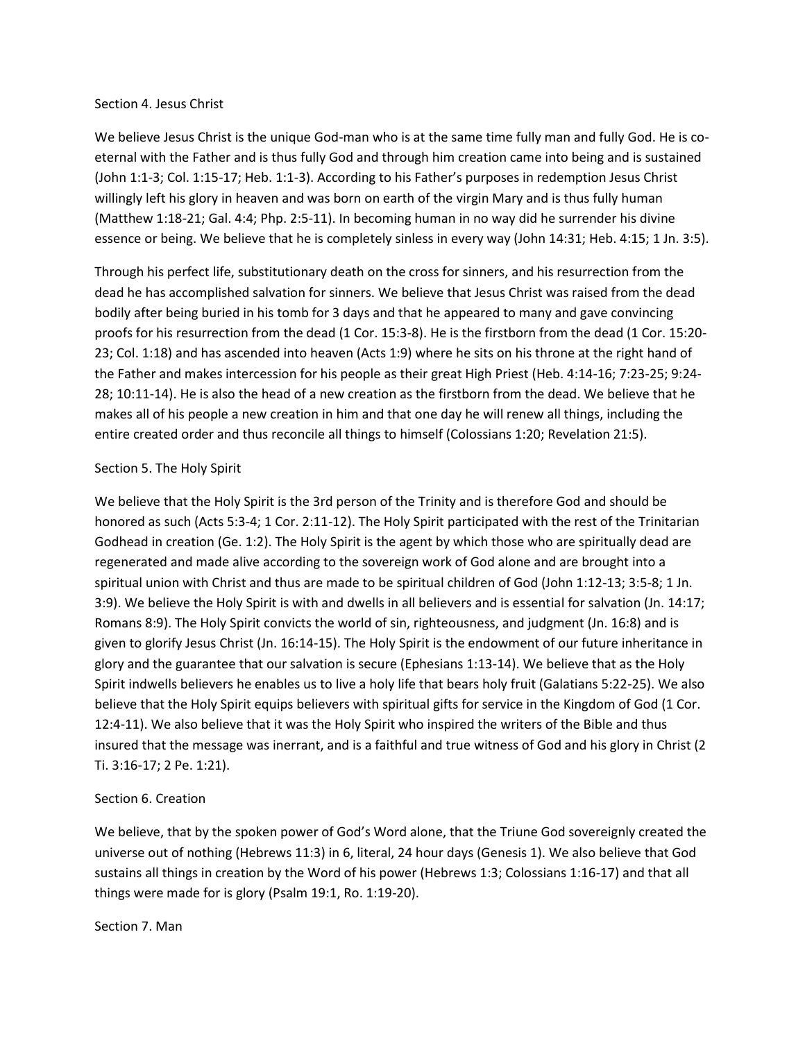## Section 4. Jesus Christ

We believe Jesus Christ is the unique God-man who is at the same time fully man and fully God. He is co-eternal with the Father and is thus fully God and through him creation came into being and is sustained (John 1:1-3; Col. 1:15-17; Heb. 1:1-3). According to his Father's purposes in redemption Jesus Christ willingly left his glory in heaven and was born on earth of the virgin Mary and is thus fully human (Matthew 1:18-21; Gal. 4:4; Php. 2:5-11). In becoming human in no way did he surrender his divine essence or being. We believe that he is completely sinless in every way (John 14:31; Heb. 4:15; 1 Jn. 3:5).

Through his perfect life, substitutionary death on the cross for sinners, and his resurrection from the dead he has accomplished salvation for sinners. We believe that Jesus Christ was raised from the dead bodily after being buried in his tomb for 3 days and that he appeared to many and gave convincing proofs for his resurrection from the dead (1 Cor. 15:3-8). He is the firstborn from the dead (1 Cor. 15:20-23; Col. 1:18) and has ascended into heaven (Acts 1:9) where he sits on his throne at the right hand of the Father and makes intercession for his people as their great High Priest (Heb. 4:14-16; 7:23-25; 9:24-28; 10:11-14). He is also the head of a new creation as the firstborn from the dead. We believe that he makes all of his people a new creation in him and that one day he will renew all things, including the entire created order and thus reconcile all things to himself (Colossians 1:20; Revelation 21:5).

## Section 5. The Holy Spirit

We believe that the Holy Spirit is the 3rd person of the Trinity and is therefore God and should be honored as such (Acts 5:3-4; 1 Cor. 2:11-12). The Holy Spirit participated with the rest of the Trinitarian Godhead in creation (Ge. 1:2). The Holy Spirit is the agent by which those who are spiritually dead are regenerated and made alive according to the sovereign work of God alone and are brought into a spiritual union with Christ and thus are made to be spiritual children of God (John 1:12-13; 3:5-8; 1 Jn. 3:9). We believe the Holy Spirit is with and dwells in all believers and is essential for salvation (Jn. 14:17; Romans 8:9). The Holy Spirit convicts the world of sin, righteousness, and judgment (Jn. 16:8) and is given to glorify Jesus Christ (Jn. 16:14-15). The Holy Spirit is the endowment of our future inheritance in glory and the guarantee that our salvation is secure (Ephesians 1:13-14). We believe that as the Holy Spirit indwells believers he enables us to live a holy life that bears holy fruit (Galatians 5:22-25). We also believe that the Holy Spirit equips believers with spiritual gifts for service in the Kingdom of God (1 Cor. 12:4-11). We also believe that it was the Holy Spirit who inspired the writers of the Bible and thus insured that the message was inerrant, and is a faithful and true witness of God and his glory in Christ (2 Ti. 3:16-17; 2 Pe. 1:21).

## Section 6. Creation

We believe, that by the spoken power of God's Word alone, that the Triune God sovereignly created the universe out of nothing (Hebrews 11:3) in 6, literal, 24 hour days (Genesis 1). We also believe that God sustains all things in creation by the Word of his power (Hebrews 1:3; Colossians 1:16-17) and that all things were made for is glory (Psalm 19:1, Ro. 1:19-20).

## Section 7. Man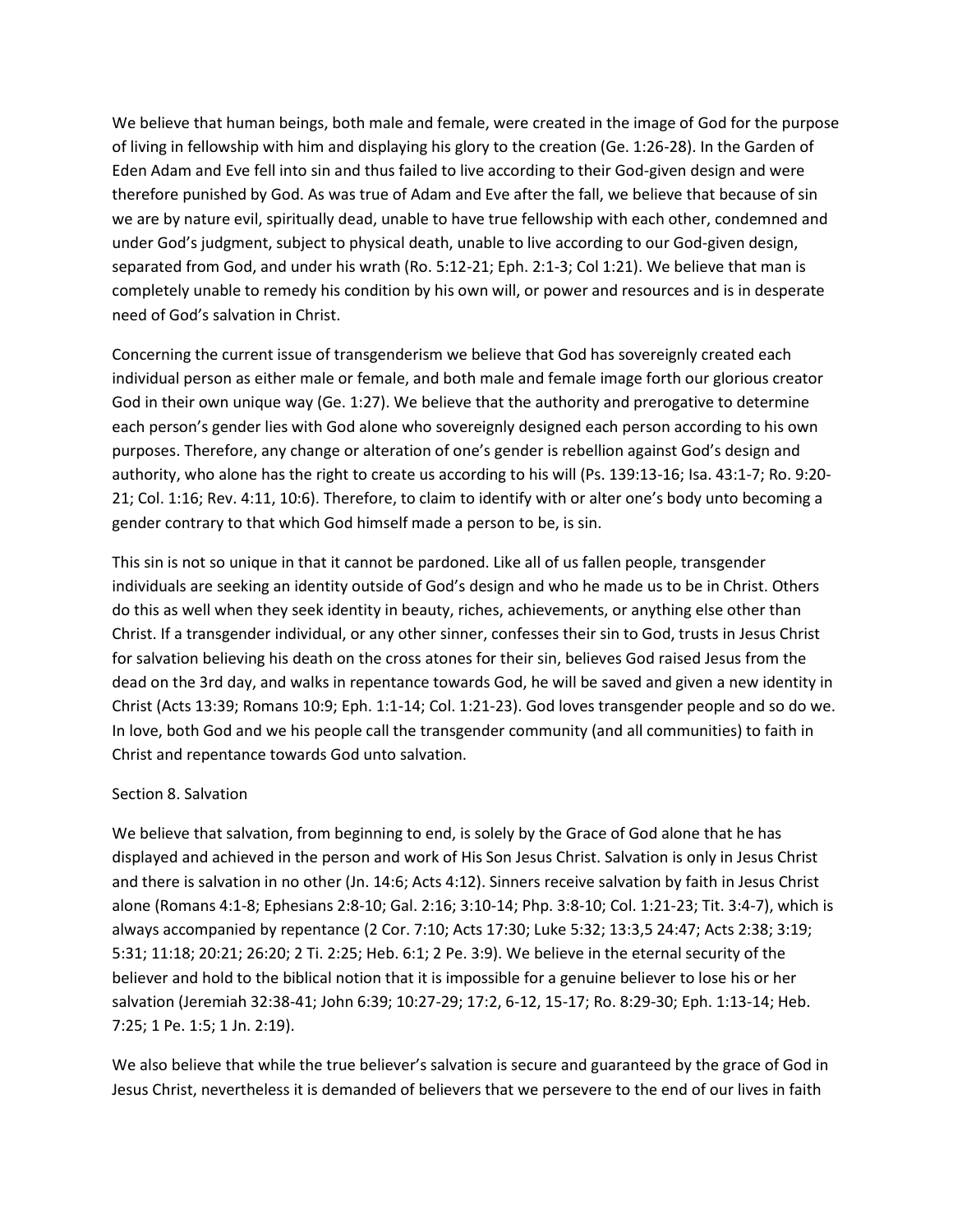We believe that human beings, both male and female, were created in the image of God for the purpose of living in fellowship with him and displaying his glory to the creation (Ge. 1:26-28). In the Garden of Eden Adam and Eve fell into sin and thus failed to live according to their God-given design and were therefore punished by God. As was true of Adam and Eve after the fall, we believe that because of sin we are by nature evil, spiritually dead, unable to have true fellowship with each other, condemned and under God's judgment, subject to physical death, unable to live according to our God-given design, separated from God, and under his wrath (Ro. 5:12-21; Eph. 2:1-3; Col 1:21). We believe that man is completely unable to remedy his condition by his own will, or power and resources and is in desperate need of God's salvation in Christ.

Concerning the current issue of transgenderism we believe that God has sovereignly created each individual person as either male or female, and both male and female image forth our glorious creator God in their own unique way (Ge. 1:27). We believe that the authority and prerogative to determine each person's gender lies with God alone who sovereignly designed each person according to his own purposes. Therefore, any change or alteration of one's gender is rebellion against God's design and authority, who alone has the right to create us according to his will (Ps. 139:13-16; Isa. 43:1-7; Ro. 9:20-21; Col. 1:16; Rev. 4:11, 10:6). Therefore, to claim to identify with or alter one's body unto becoming a gender contrary to that which God himself made a person to be, is sin.

This sin is not so unique in that it cannot be pardoned. Like all of us fallen people, transgender individuals are seeking an identity outside of God's design and who he made us to be in Christ. Others do this as well when they seek identity in beauty, riches, achievements, or anything else other than Christ. If a transgender individual, or any other sinner, confesses their sin to God, trusts in Jesus Christ for salvation believing his death on the cross atones for their sin, believes God raised Jesus from the dead on the 3rd day, and walks in repentance towards God, he will be saved and given a new identity in Christ (Acts 13:39; Romans 10:9; Eph. 1:1-14; Col. 1:21-23). God loves transgender people and so do we. In love, both God and we his people call the transgender community (and all communities) to faith in Christ and repentance towards God unto salvation.

Section 8. Salvation

We believe that salvation, from beginning to end, is solely by the Grace of God alone that he has displayed and achieved in the person and work of His Son Jesus Christ. Salvation is only in Jesus Christ and there is salvation in no other (Jn. 14:6; Acts 4:12). Sinners receive salvation by faith in Jesus Christ alone (Romans 4:1-8; Ephesians 2:8-10; Gal. 2:16; 3:10-14; Php. 3:8-10; Col. 1:21-23; Tit. 3:4-7), which is always accompanied by repentance (2 Cor. 7:10; Acts 17:30; Luke 5:32; 13:3,5 24:47; Acts 2:38; 3:19; 5:31; 11:18; 20:21; 26:20; 2 Ti. 2:25; Heb. 6:1; 2 Pe. 3:9). We believe in the eternal security of the believer and hold to the biblical notion that it is impossible for a genuine believer to lose his or her salvation (Jeremiah 32:38-41; John 6:39; 10:27-29; 17:2, 6-12, 15-17; Ro. 8:29-30; Eph. 1:13-14; Heb. 7:25; 1 Pe. 1:5; 1 Jn. 2:19).

We also believe that while the true believer's salvation is secure and guaranteed by the grace of God in Jesus Christ, nevertheless it is demanded of believers that we persevere to the end of our lives in faith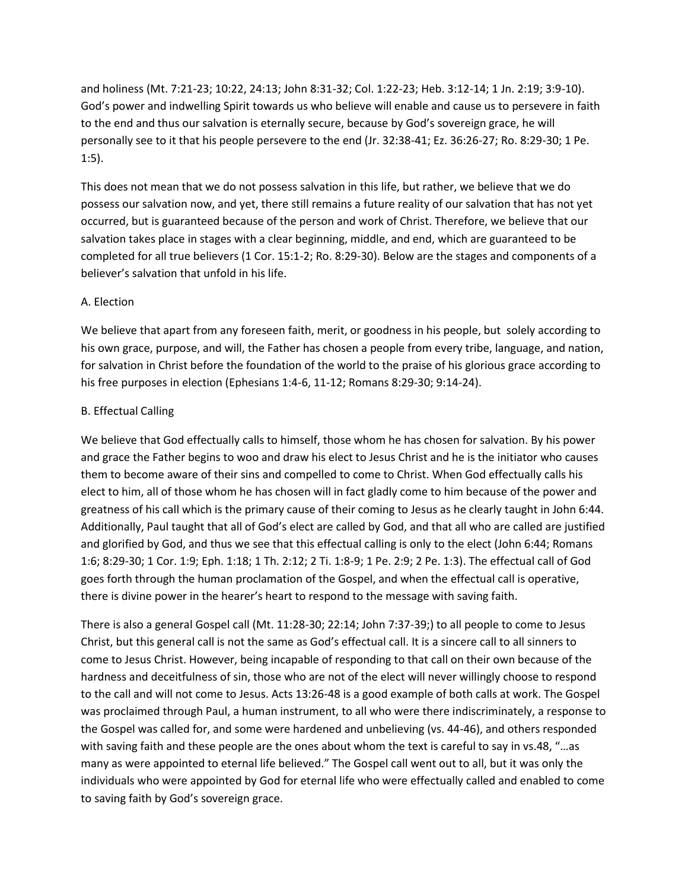and holiness (Mt. 7:21-23; 10:22, 24:13; John 8:31-32; Col. 1:22-23; Heb. 3:12-14; 1 Jn. 2:19; 3:9-10). God's power and indwelling Spirit towards us who believe will enable and cause us to persevere in faith to the end and thus our salvation is eternally secure, because by God's sovereign grace, he will personally see to it that his people persevere to the end (Jr. 32:38-41; Ez. 36:26-27; Ro. 8:29-30; 1 Pe. 1:5).

This does not mean that we do not possess salvation in this life, but rather, we believe that we do possess our salvation now, and yet, there still remains a future reality of our salvation that has not yet occurred, but is guaranteed because of the person and work of Christ. Therefore, we believe that our salvation takes place in stages with a clear beginning, middle, and end, which are guaranteed to be completed for all true believers (1 Cor. 15:1-2; Ro. 8:29-30). Below are the stages and components of a believer's salvation that unfold in his life.

### A. Election

We believe that apart from any foreseen faith, merit, or goodness in his people, but solely according to his own grace, purpose, and will, the Father has chosen a people from every tribe, language, and nation, for salvation in Christ before the foundation of the world to the praise of his glorious grace according to his free purposes in election (Ephesians 1:4-6, 11-12; Romans 8:29-30; 9:14-24).

### B. Effectual Calling

We believe that God effectually calls to himself, those whom he has chosen for salvation. By his power and grace the Father begins to woo and draw his elect to Jesus Christ and he is the initiator who causes them to become aware of their sins and compelled to come to Christ. When God effectually calls his elect to him, all of those whom he has chosen will in fact gladly come to him because of the power and greatness of his call which is the primary cause of their coming to Jesus as he clearly taught in John 6:44. Additionally, Paul taught that all of God's elect are called by God, and that all who are called are justified and glorified by God, and thus we see that this effectual calling is only to the elect (John 6:44; Romans 1:6; 8:29-30; 1 Cor. 1:9; Eph. 1:18; 1 Th. 2:12; 2 Ti. 1:8-9; 1 Pe. 2:9; 2 Pe. 1:3). The effectual call of God goes forth through the human proclamation of the Gospel, and when the effectual call is operative, there is divine power in the hearer's heart to respond to the message with saving faith.

There is also a general Gospel call (Mt. 11:28-30; 22:14; John 7:37-39;) to all people to come to Jesus Christ, but this general call is not the same as God's effectual call. It is a sincere call to all sinners to come to Jesus Christ. However, being incapable of responding to that call on their own because of the hardness and deceitfulness of sin, those who are not of the elect will never willingly choose to respond to the call and will not come to Jesus. Acts 13:26-48 is a good example of both calls at work. The Gospel was proclaimed through Paul, a human instrument, to all who were there indiscriminately, a response to the Gospel was called for, and some were hardened and unbelieving (vs. 44-46), and others responded with saving faith and these people are the ones about whom the text is careful to say in vs.48, "…as many as were appointed to eternal life believed." The Gospel call went out to all, but it was only the individuals who were appointed by God for eternal life who were effectually called and enabled to come to saving faith by God's sovereign grace.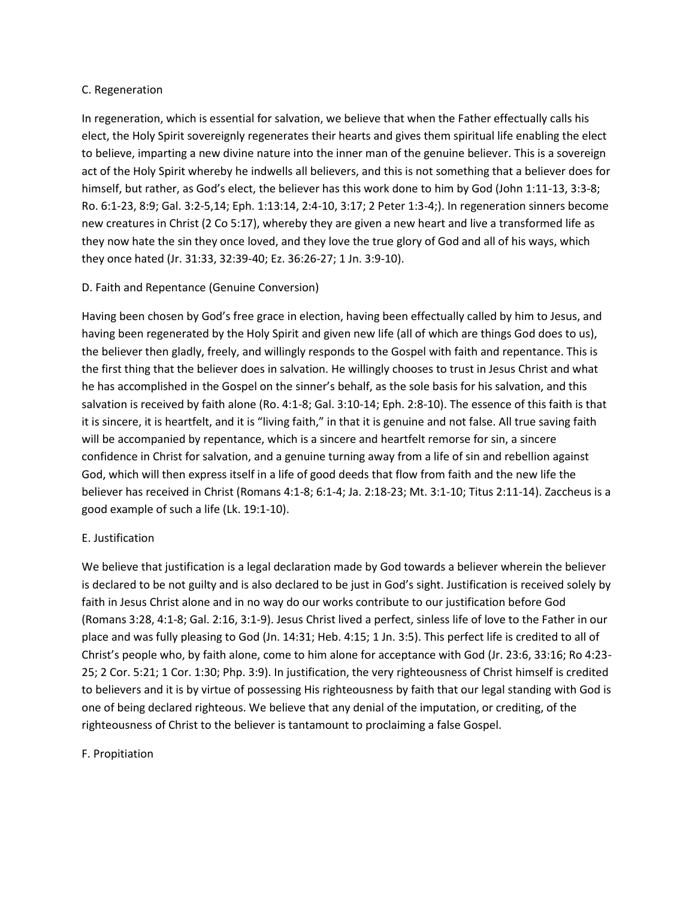## C. Regeneration

In regeneration, which is essential for salvation, we believe that when the Father effectually calls his elect, the Holy Spirit sovereignly regenerates their hearts and gives them spiritual life enabling the elect to believe, imparting a new divine nature into the inner man of the genuine believer. This is a sovereign act of the Holy Spirit whereby he indwells all believers, and this is not something that a believer does for himself, but rather, as God's elect, the believer has this work done to him by God (John 1:11-13, 3:3-8; Ro. 6:1-23, 8:9; Gal. 3:2-5,14; Eph. 1:13:14, 2:4-10, 3:17; 2 Peter 1:3-4;). In regeneration sinners become new creatures in Christ (2 Co 5:17), whereby they are given a new heart and live a transformed life as they now hate the sin they once loved, and they love the true glory of God and all of his ways, which they once hated (Jr. 31:33, 32:39-40; Ez. 36:26-27; 1 Jn. 3:9-10).

## D. Faith and Repentance (Genuine Conversion)

Having been chosen by God's free grace in election, having been effectually called by him to Jesus, and having been regenerated by the Holy Spirit and given new life (all of which are things God does to us), the believer then gladly, freely, and willingly responds to the Gospel with faith and repentance. This is the first thing that the believer does in salvation. He willingly chooses to trust in Jesus Christ and what he has accomplished in the Gospel on the sinner's behalf, as the sole basis for his salvation, and this salvation is received by faith alone (Ro. 4:1-8; Gal. 3:10-14; Eph. 2:8-10). The essence of this faith is that it is sincere, it is heartfelt, and it is "living faith," in that it is genuine and not false. All true saving faith will be accompanied by repentance, which is a sincere and heartfelt remorse for sin, a sincere confidence in Christ for salvation, and a genuine turning away from a life of sin and rebellion against God, which will then express itself in a life of good deeds that flow from faith and the new life the believer has received in Christ (Romans 4:1-8; 6:1-4; Ja. 2:18-23; Mt. 3:1-10; Titus 2:11-14). Zaccheus is a good example of such a life (Lk. 19:1-10).

## E. Justification

We believe that justification is a legal declaration made by God towards a believer wherein the believer is declared to be not guilty and is also declared to be just in God's sight. Justification is received solely by faith in Jesus Christ alone and in no way do our works contribute to our justification before God (Romans 3:28, 4:1-8; Gal. 2:16, 3:1-9). Jesus Christ lived a perfect, sinless life of love to the Father in our place and was fully pleasing to God (Jn. 14:31; Heb. 4:15; 1 Jn. 3:5). This perfect life is credited to all of Christ's people who, by faith alone, come to him alone for acceptance with God (Jr. 23:6, 33:16; Ro 4:23-25; 2 Cor. 5:21; 1 Cor. 1:30; Php. 3:9). In justification, the very righteousness of Christ himself is credited to believers and it is by virtue of possessing His righteousness by faith that our legal standing with God is one of being declared righteous. We believe that any denial of the imputation, or crediting, of the righteousness of Christ to the believer is tantamount to proclaiming a false Gospel.

## F. Propitiation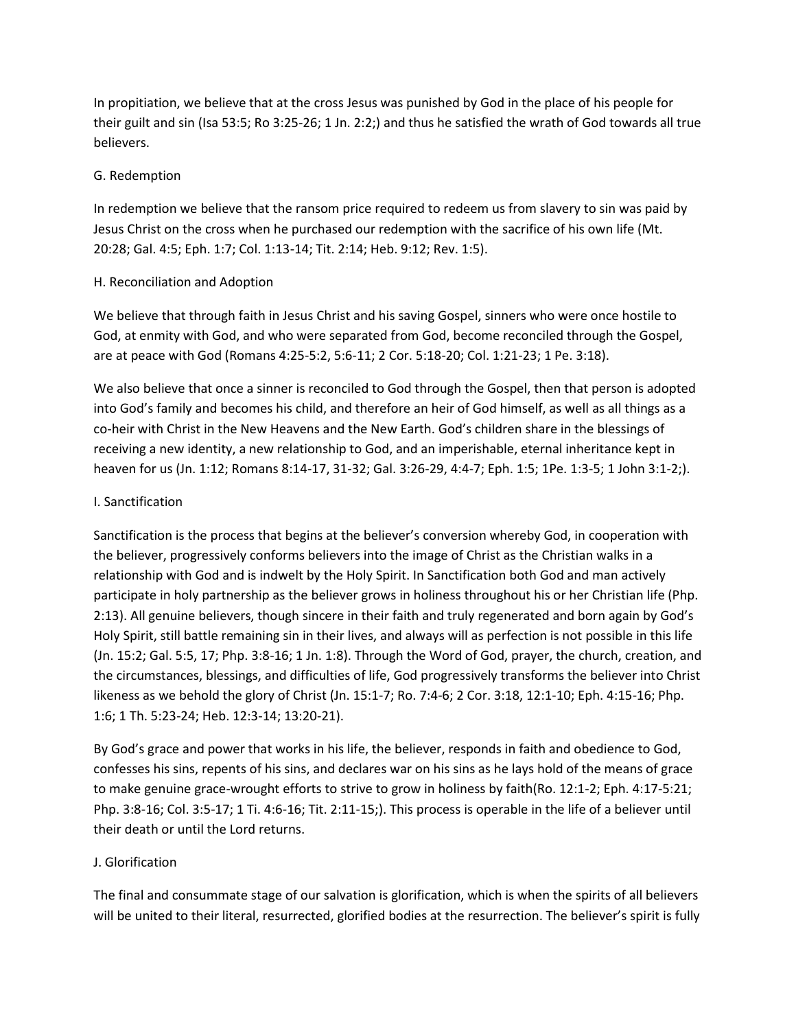In propitiation, we believe that at the cross Jesus was punished by God in the place of his people for their guilt and sin (Isa 53:5; Ro 3:25-26; 1 Jn. 2:2;) and thus he satisfied the wrath of God towards all true believers.

### G. Redemption

In redemption we believe that the ransom price required to redeem us from slavery to sin was paid by Jesus Christ on the cross when he purchased our redemption with the sacrifice of his own life (Mt. 20:28; Gal. 4:5; Eph. 1:7; Col. 1:13-14; Tit. 2:14; Heb. 9:12; Rev. 1:5).

### H. Reconciliation and Adoption

We believe that through faith in Jesus Christ and his saving Gospel, sinners who were once hostile to God, at enmity with God, and who were separated from God, become reconciled through the Gospel, are at peace with God (Romans 4:25-5:2, 5:6-11; 2 Cor. 5:18-20; Col. 1:21-23; 1 Pe. 3:18).

We also believe that once a sinner is reconciled to God through the Gospel, then that person is adopted into God's family and becomes his child, and therefore an heir of God himself, as well as all things as a co-heir with Christ in the New Heavens and the New Earth. God's children share in the blessings of receiving a new identity, a new relationship to God, and an imperishable, eternal inheritance kept in heaven for us (Jn. 1:12; Romans 8:14-17, 31-32; Gal. 3:26-29, 4:4-7; Eph. 1:5; 1Pe. 1:3-5; 1 John 3:1-2;).

### I. Sanctification

Sanctification is the process that begins at the believer's conversion whereby God, in cooperation with the believer, progressively conforms believers into the image of Christ as the Christian walks in a relationship with God and is indwelt by the Holy Spirit. In Sanctification both God and man actively participate in holy partnership as the believer grows in holiness throughout his or her Christian life (Php. 2:13). All genuine believers, though sincere in their faith and truly regenerated and born again by God's Holy Spirit, still battle remaining sin in their lives, and always will as perfection is not possible in this life (Jn. 15:2; Gal. 5:5, 17; Php. 3:8-16; 1 Jn. 1:8). Through the Word of God, prayer, the church, creation, and the circumstances, blessings, and difficulties of life, God progressively transforms the believer into Christ likeness as we behold the glory of Christ (Jn. 15:1-7; Ro. 7:4-6; 2 Cor. 3:18, 12:1-10; Eph. 4:15-16; Php. 1:6; 1 Th. 5:23-24; Heb. 12:3-14; 13:20-21).

By God's grace and power that works in his life, the believer, responds in faith and obedience to God, confesses his sins, repents of his sins, and declares war on his sins as he lays hold of the means of grace to make genuine grace-wrought efforts to strive to grow in holiness by faith(Ro. 12:1-2; Eph. 4:17-5:21; Php. 3:8-16; Col. 3:5-17; 1 Ti. 4:6-16; Tit. 2:11-15;). This process is operable in the life of a believer until their death or until the Lord returns.

### J. Glorification

The final and consummate stage of our salvation is glorification, which is when the spirits of all believers will be united to their literal, resurrected, glorified bodies at the resurrection. The believer's spirit is fully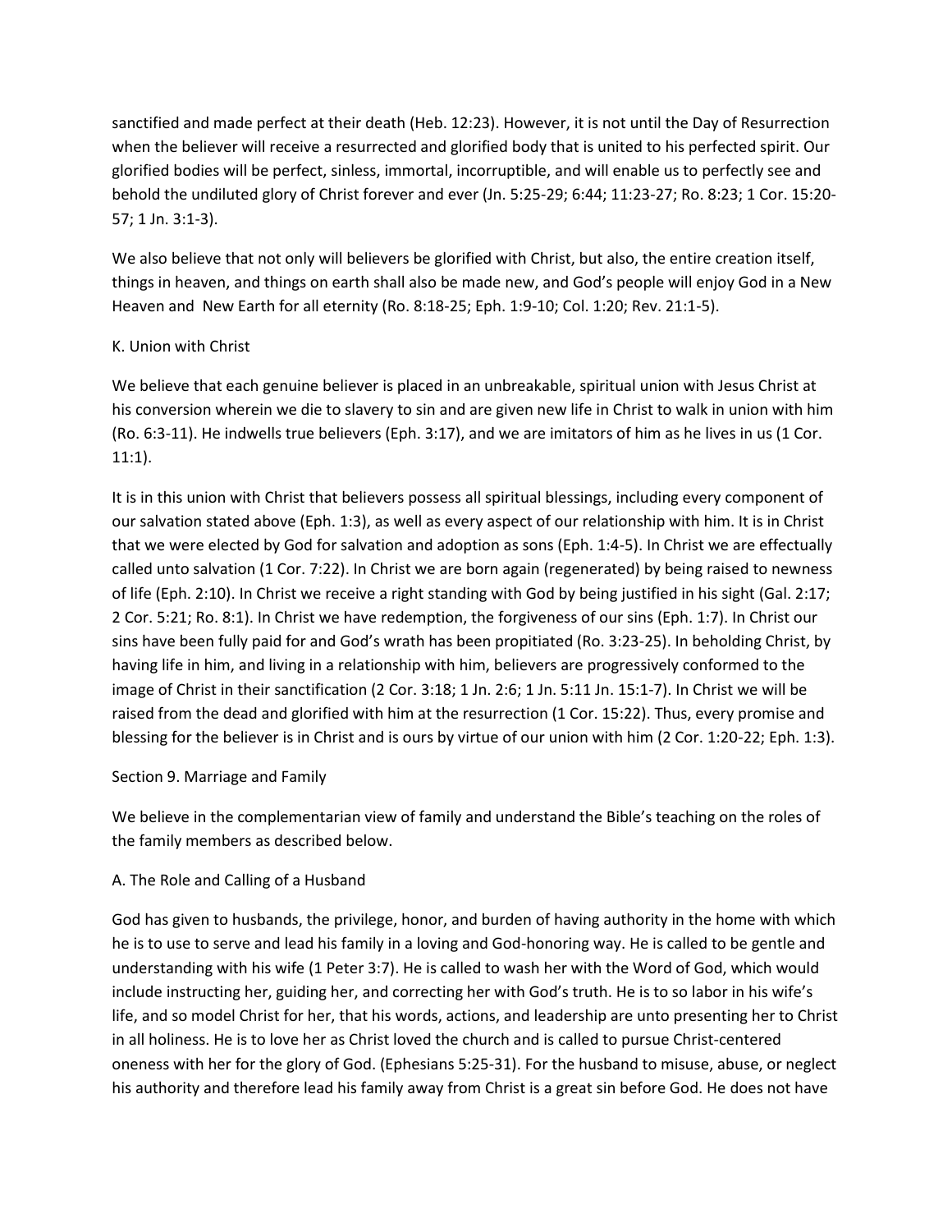sanctified and made perfect at their death (Heb. 12:23). However, it is not until the Day of Resurrection when the believer will receive a resurrected and glorified body that is united to his perfected spirit. Our glorified bodies will be perfect, sinless, immortal, incorruptible, and will enable us to perfectly see and behold the undiluted glory of Christ forever and ever (Jn. 5:25-29; 6:44; 11:23-27; Ro. 8:23; 1 Cor. 15:20-57; 1 Jn. 3:1-3).

We also believe that not only will believers be glorified with Christ, but also, the entire creation itself, things in heaven, and things on earth shall also be made new, and God's people will enjoy God in a New Heaven and New Earth for all eternity (Ro. 8:18-25; Eph. 1:9-10; Col. 1:20; Rev. 21:1-5).

### K. Union with Christ

We believe that each genuine believer is placed in an unbreakable, spiritual union with Jesus Christ at his conversion wherein we die to slavery to sin and are given new life in Christ to walk in union with him (Ro. 6:3-11). He indwells true believers (Eph. 3:17), and we are imitators of him as he lives in us (1 Cor. 11:1).

It is in this union with Christ that believers possess all spiritual blessings, including every component of our salvation stated above (Eph. 1:3), as well as every aspect of our relationship with him. It is in Christ that we were elected by God for salvation and adoption as sons (Eph. 1:4-5). In Christ we are effectually called unto salvation (1 Cor. 7:22). In Christ we are born again (regenerated) by being raised to newness of life (Eph. 2:10). In Christ we receive a right standing with God by being justified in his sight (Gal. 2:17; 2 Cor. 5:21; Ro. 8:1). In Christ we have redemption, the forgiveness of our sins (Eph. 1:7). In Christ our sins have been fully paid for and God's wrath has been propitiated (Ro. 3:23-25). In beholding Christ, by having life in him, and living in a relationship with him, believers are progressively conformed to the image of Christ in their sanctification (2 Cor. 3:18; 1 Jn. 2:6; 1 Jn. 5:11 Jn. 15:1-7). In Christ we will be raised from the dead and glorified with him at the resurrection (1 Cor. 15:22). Thus, every promise and blessing for the believer is in Christ and is ours by virtue of our union with him (2 Cor. 1:20-22; Eph. 1:3).

## Section 9. Marriage and Family

We believe in the complementarian view of family and understand the Bible's teaching on the roles of the family members as described below.

### A. The Role and Calling of a Husband

God has given to husbands, the privilege, honor, and burden of having authority in the home with which he is to use to serve and lead his family in a loving and God-honoring way. He is called to be gentle and understanding with his wife (1 Peter 3:7). He is called to wash her with the Word of God, which would include instructing her, guiding her, and correcting her with God's truth. He is to so labor in his wife's life, and so model Christ for her, that his words, actions, and leadership are unto presenting her to Christ in all holiness. He is to love her as Christ loved the church and is called to pursue Christ-centered oneness with her for the glory of God. (Ephesians 5:25-31). For the husband to misuse, abuse, or neglect his authority and therefore lead his family away from Christ is a great sin before God. He does not have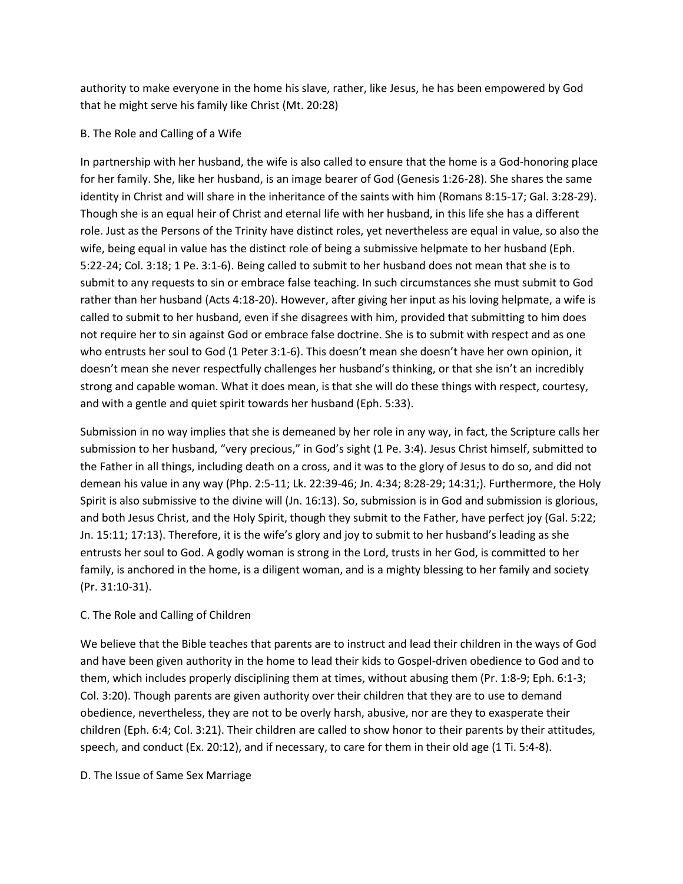authority to make everyone in the home his slave, rather, like Jesus, he has been empowered by God that he might serve his family like Christ (Mt. 20:28)

### B. The Role and Calling of a Wife

In partnership with her husband, the wife is also called to ensure that the home is a God-honoring place for her family. She, like her husband, is an image bearer of God (Genesis 1:26-28). She shares the same identity in Christ and will share in the inheritance of the saints with him (Romans 8:15-17; Gal. 3:28-29). Though she is an equal heir of Christ and eternal life with her husband, in this life she has a different role. Just as the Persons of the Trinity have distinct roles, yet nevertheless are equal in value, so also the wife, being equal in value has the distinct role of being a submissive helpmate to her husband (Eph. 5:22-24; Col. 3:18; 1 Pe. 3:1-6). Being called to submit to her husband does not mean that she is to submit to any requests to sin or embrace false teaching. In such circumstances she must submit to God rather than her husband (Acts 4:18-20). However, after giving her input as his loving helpmate, a wife is called to submit to her husband, even if she disagrees with him, provided that submitting to him does not require her to sin against God or embrace false doctrine. She is to submit with respect and as one who entrusts her soul to God (1 Peter 3:1-6). This doesn't mean she doesn't have her own opinion, it doesn't mean she never respectfully challenges her husband's thinking, or that she isn't an incredibly strong and capable woman. What it does mean, is that she will do these things with respect, courtesy, and with a gentle and quiet spirit towards her husband (Eph. 5:33).

Submission in no way implies that she is demeaned by her role in any way, in fact, the Scripture calls her submission to her husband, "very precious," in God's sight (1 Pe. 3:4). Jesus Christ himself, submitted to the Father in all things, including death on a cross, and it was to the glory of Jesus to do so, and did not demean his value in any way (Php. 2:5-11; Lk. 22:39-46; Jn. 4:34; 8:28-29; 14:31;). Furthermore, the Holy Spirit is also submissive to the divine will (Jn. 16:13). So, submission is in God and submission is glorious, and both Jesus Christ, and the Holy Spirit, though they submit to the Father, have perfect joy (Gal. 5:22; Jn. 15:11; 17:13). Therefore, it is the wife's glory and joy to submit to her husband's leading as she entrusts her soul to God. A godly woman is strong in the Lord, trusts in her God, is committed to her family, is anchored in the home, is a diligent woman, and is a mighty blessing to her family and society (Pr. 31:10-31).

### C. The Role and Calling of Children

We believe that the Bible teaches that parents are to instruct and lead their children in the ways of God and have been given authority in the home to lead their kids to Gospel-driven obedience to God and to them, which includes properly disciplining them at times, without abusing them (Pr. 1:8-9; Eph. 6:1-3; Col. 3:20). Though parents are given authority over their children that they are to use to demand obedience, nevertheless, they are not to be overly harsh, abusive, nor are they to exasperate their children (Eph. 6:4; Col. 3:21). Their children are called to show honor to their parents by their attitudes, speech, and conduct (Ex. 20:12), and if necessary, to care for them in their old age (1 Ti. 5:4-8).

### D. The Issue of Same Sex Marriage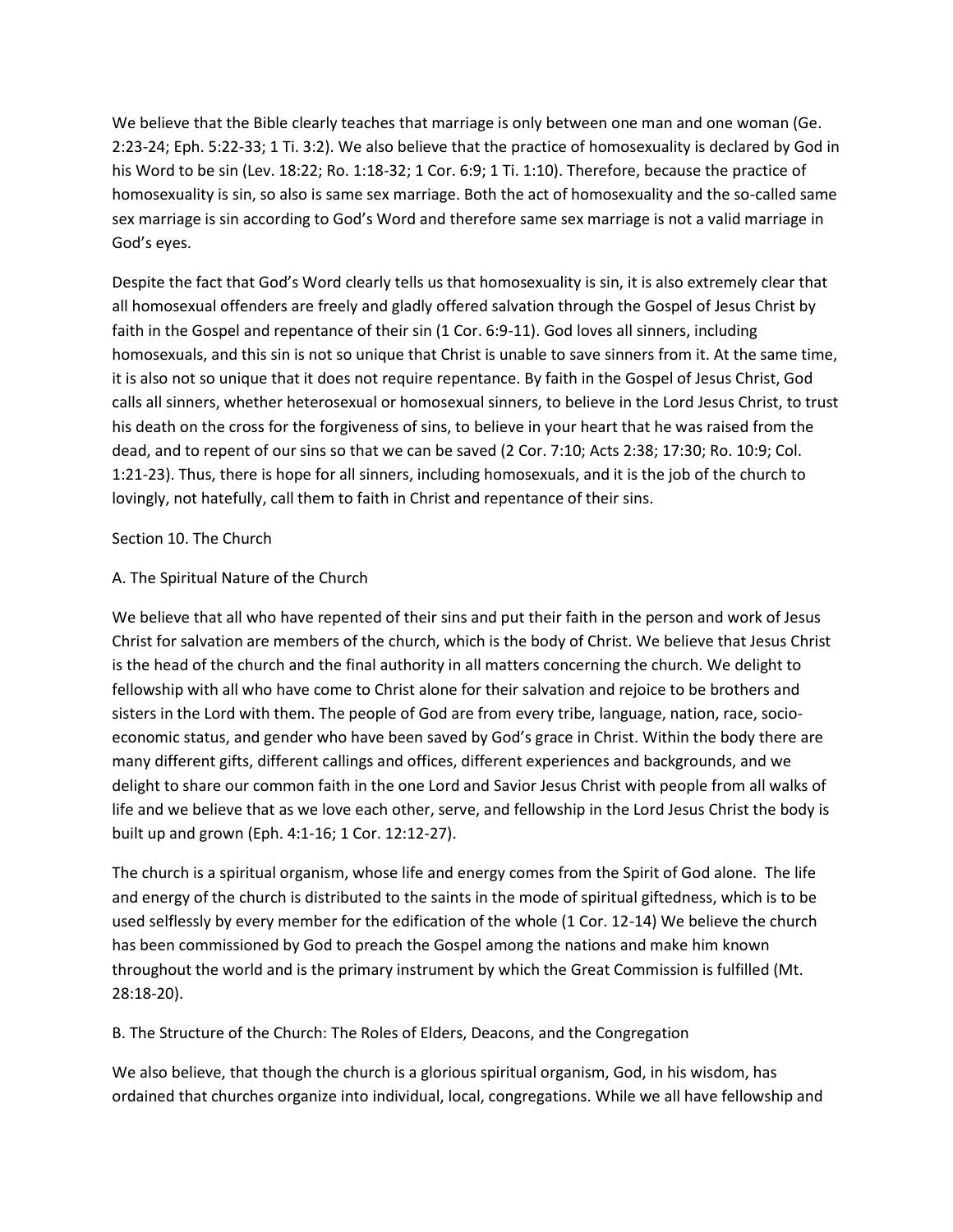We believe that the Bible clearly teaches that marriage is only between one man and one woman (Ge. 2:23-24; Eph. 5:22-33; 1 Ti. 3:2). We also believe that the practice of homosexuality is declared by God in his Word to be sin (Lev. 18:22; Ro. 1:18-32; 1 Cor. 6:9; 1 Ti. 1:10). Therefore, because the practice of homosexuality is sin, so also is same sex marriage. Both the act of homosexuality and the so-called same sex marriage is sin according to God's Word and therefore same sex marriage is not a valid marriage in God's eyes.

Despite the fact that God's Word clearly tells us that homosexuality is sin, it is also extremely clear that all homosexual offenders are freely and gladly offered salvation through the Gospel of Jesus Christ by faith in the Gospel and repentance of their sin (1 Cor. 6:9-11). God loves all sinners, including homosexuals, and this sin is not so unique that Christ is unable to save sinners from it. At the same time, it is also not so unique that it does not require repentance. By faith in the Gospel of Jesus Christ, God calls all sinners, whether heterosexual or homosexual sinners, to believe in the Lord Jesus Christ, to trust his death on the cross for the forgiveness of sins, to believe in your heart that he was raised from the dead, and to repent of our sins so that we can be saved (2 Cor. 7:10; Acts 2:38; 17:30; Ro. 10:9; Col. 1:21-23). Thus, there is hope for all sinners, including homosexuals, and it is the job of the church to lovingly, not hatefully, call them to faith in Christ and repentance of their sins.

## Section 10. The Church

### A. The Spiritual Nature of the Church

We believe that all who have repented of their sins and put their faith in the person and work of Jesus Christ for salvation are members of the church, which is the body of Christ. We believe that Jesus Christ is the head of the church and the final authority in all matters concerning the church. We delight to fellowship with all who have come to Christ alone for their salvation and rejoice to be brothers and sisters in the Lord with them. The people of God are from every tribe, language, nation, race, socio-economic status, and gender who have been saved by God's grace in Christ. Within the body there are many different gifts, different callings and offices, different experiences and backgrounds, and we delight to share our common faith in the one Lord and Savior Jesus Christ with people from all walks of life and we believe that as we love each other, serve, and fellowship in the Lord Jesus Christ the body is built up and grown (Eph. 4:1-16; 1 Cor. 12:12-27).

The church is a spiritual organism, whose life and energy comes from the Spirit of God alone. The life and energy of the church is distributed to the saints in the mode of spiritual giftedness, which is to be used selflessly by every member for the edification of the whole (1 Cor. 12-14) We believe the church has been commissioned by God to preach the Gospel among the nations and make him known throughout the world and is the primary instrument by which the Great Commission is fulfilled (Mt. 28:18-20).

### B. The Structure of the Church: The Roles of Elders, Deacons, and the Congregation

We also believe, that though the church is a glorious spiritual organism, God, in his wisdom, has ordained that churches organize into individual, local, congregations. While we all have fellowship and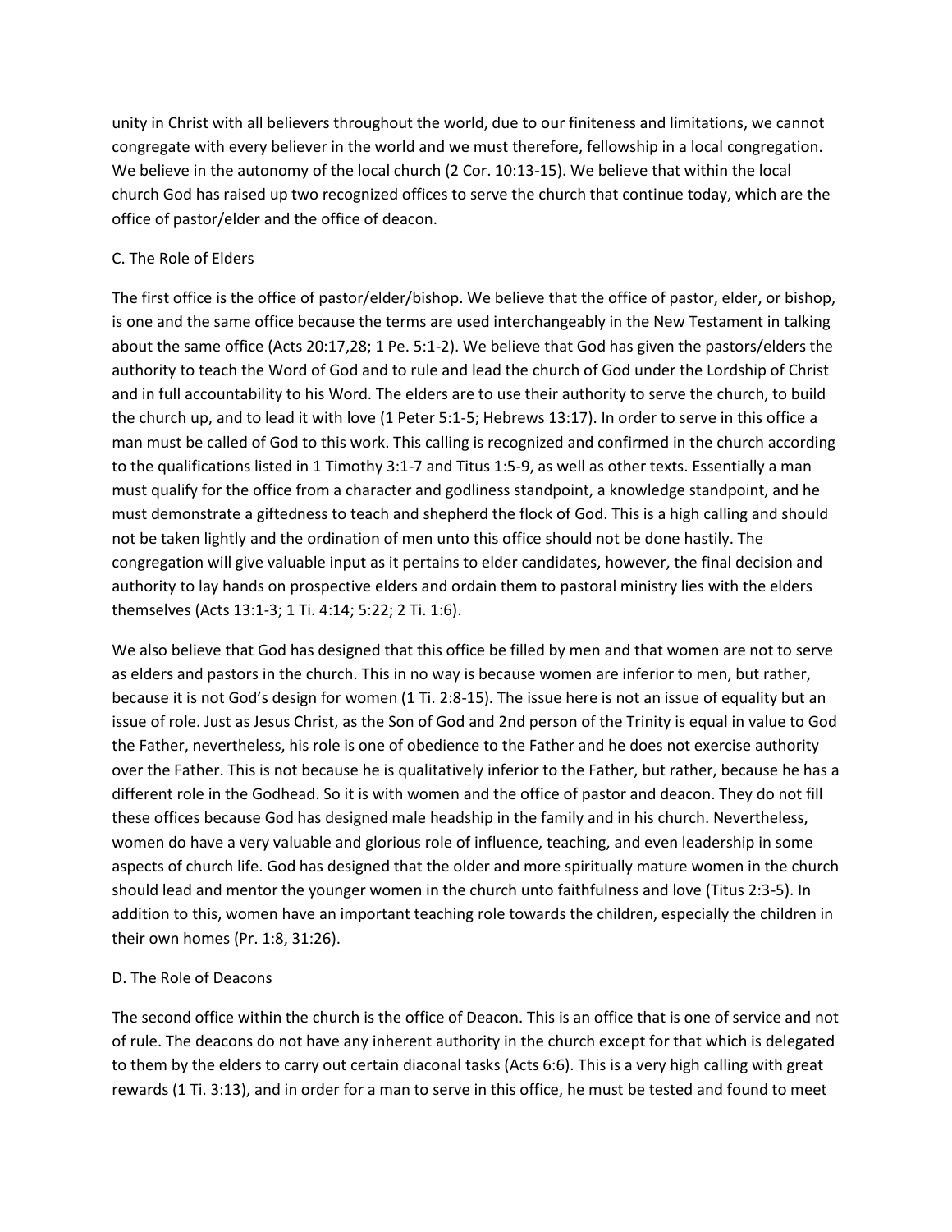unity in Christ with all believers throughout the world, due to our finiteness and limitations, we cannot congregate with every believer in the world and we must therefore, fellowship in a local congregation. We believe in the autonomy of the local church (2 Cor. 10:13-15). We believe that within the local church God has raised up two recognized offices to serve the church that continue today, which are the office of pastor/elder and the office of deacon.

### C. The Role of Elders

The first office is the office of pastor/elder/bishop. We believe that the office of pastor, elder, or bishop, is one and the same office because the terms are used interchangeably in the New Testament in talking about the same office (Acts 20:17,28; 1 Pe. 5:1-2). We believe that God has given the pastors/elders the authority to teach the Word of God and to rule and lead the church of God under the Lordship of Christ and in full accountability to his Word. The elders are to use their authority to serve the church, to build the church up, and to lead it with love (1 Peter 5:1-5; Hebrews 13:17). In order to serve in this office a man must be called of God to this work. This calling is recognized and confirmed in the church according to the qualifications listed in 1 Timothy 3:1-7 and Titus 1:5-9, as well as other texts. Essentially a man must qualify for the office from a character and godliness standpoint, a knowledge standpoint, and he must demonstrate a giftedness to teach and shepherd the flock of God. This is a high calling and should not be taken lightly and the ordination of men unto this office should not be done hastily. The congregation will give valuable input as it pertains to elder candidates, however, the final decision and authority to lay hands on prospective elders and ordain them to pastoral ministry lies with the elders themselves (Acts 13:1-3; 1 Ti. 4:14; 5:22; 2 Ti. 1:6).

We also believe that God has designed that this office be filled by men and that women are not to serve as elders and pastors in the church. This in no way is because women are inferior to men, but rather, because it is not God's design for women (1 Ti. 2:8-15). The issue here is not an issue of equality but an issue of role. Just as Jesus Christ, as the Son of God and 2nd person of the Trinity is equal in value to God the Father, nevertheless, his role is one of obedience to the Father and he does not exercise authority over the Father. This is not because he is qualitatively inferior to the Father, but rather, because he has a different role in the Godhead. So it is with women and the office of pastor and deacon. They do not fill these offices because God has designed male headship in the family and in his church. Nevertheless, women do have a very valuable and glorious role of influence, teaching, and even leadership in some aspects of church life. God has designed that the older and more spiritually mature women in the church should lead and mentor the younger women in the church unto faithfulness and love (Titus 2:3-5). In addition to this, women have an important teaching role towards the children, especially the children in their own homes (Pr. 1:8, 31:26).

### D. The Role of Deacons

The second office within the church is the office of Deacon. This is an office that is one of service and not of rule. The deacons do not have any inherent authority in the church except for that which is delegated to them by the elders to carry out certain diaconal tasks (Acts 6:6). This is a very high calling with great rewards (1 Ti. 3:13), and in order for a man to serve in this office, he must be tested and found to meet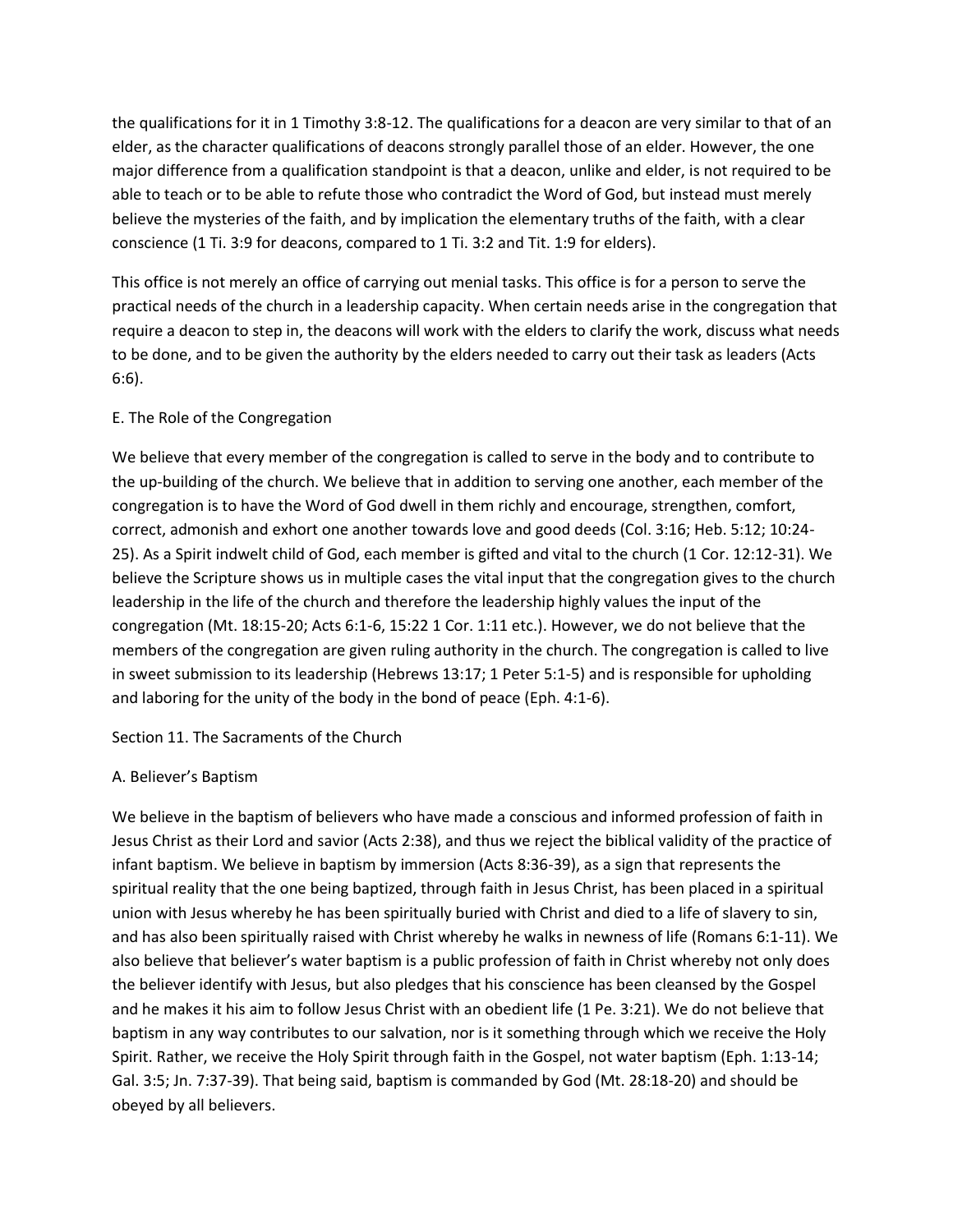the qualifications for it in 1 Timothy 3:8-12. The qualifications for a deacon are very similar to that of an elder, as the character qualifications of deacons strongly parallel those of an elder. However, the one major difference from a qualification standpoint is that a deacon, unlike and elder, is not required to be able to teach or to be able to refute those who contradict the Word of God, but instead must merely believe the mysteries of the faith, and by implication the elementary truths of the faith, with a clear conscience (1 Ti. 3:9 for deacons, compared to 1 Ti. 3:2 and Tit. 1:9 for elders).

This office is not merely an office of carrying out menial tasks. This office is for a person to serve the practical needs of the church in a leadership capacity. When certain needs arise in the congregation that require a deacon to step in, the deacons will work with the elders to clarify the work, discuss what needs to be done, and to be given the authority by the elders needed to carry out their task as leaders (Acts 6:6).

### E. The Role of the Congregation

We believe that every member of the congregation is called to serve in the body and to contribute to the up-building of the church. We believe that in addition to serving one another, each member of the congregation is to have the Word of God dwell in them richly and encourage, strengthen, comfort, correct, admonish and exhort one another towards love and good deeds (Col. 3:16; Heb. 5:12; 10:24-25). As a Spirit indwelt child of God, each member is gifted and vital to the church (1 Cor. 12:12-31). We believe the Scripture shows us in multiple cases the vital input that the congregation gives to the church leadership in the life of the church and therefore the leadership highly values the input of the congregation (Mt. 18:15-20; Acts 6:1-6, 15:22 1 Cor. 1:11 etc.). However, we do not believe that the members of the congregation are given ruling authority in the church. The congregation is called to live in sweet submission to its leadership (Hebrews 13:17; 1 Peter 5:1-5) and is responsible for upholding and laboring for the unity of the body in the bond of peace (Eph. 4:1-6).

## Section 11. The Sacraments of the Church

### A. Believer's Baptism

We believe in the baptism of believers who have made a conscious and informed profession of faith in Jesus Christ as their Lord and savior (Acts 2:38), and thus we reject the biblical validity of the practice of infant baptism. We believe in baptism by immersion (Acts 8:36-39), as a sign that represents the spiritual reality that the one being baptized, through faith in Jesus Christ, has been placed in a spiritual union with Jesus whereby he has been spiritually buried with Christ and died to a life of slavery to sin, and has also been spiritually raised with Christ whereby he walks in newness of life (Romans 6:1-11). We also believe that believer's water baptism is a public profession of faith in Christ whereby not only does the believer identify with Jesus, but also pledges that his conscience has been cleansed by the Gospel and he makes it his aim to follow Jesus Christ with an obedient life (1 Pe. 3:21). We do not believe that baptism in any way contributes to our salvation, nor is it something through which we receive the Holy Spirit. Rather, we receive the Holy Spirit through faith in the Gospel, not water baptism (Eph. 1:13-14; Gal. 3:5; Jn. 7:37-39). That being said, baptism is commanded by God (Mt. 28:18-20) and should be obeyed by all believers.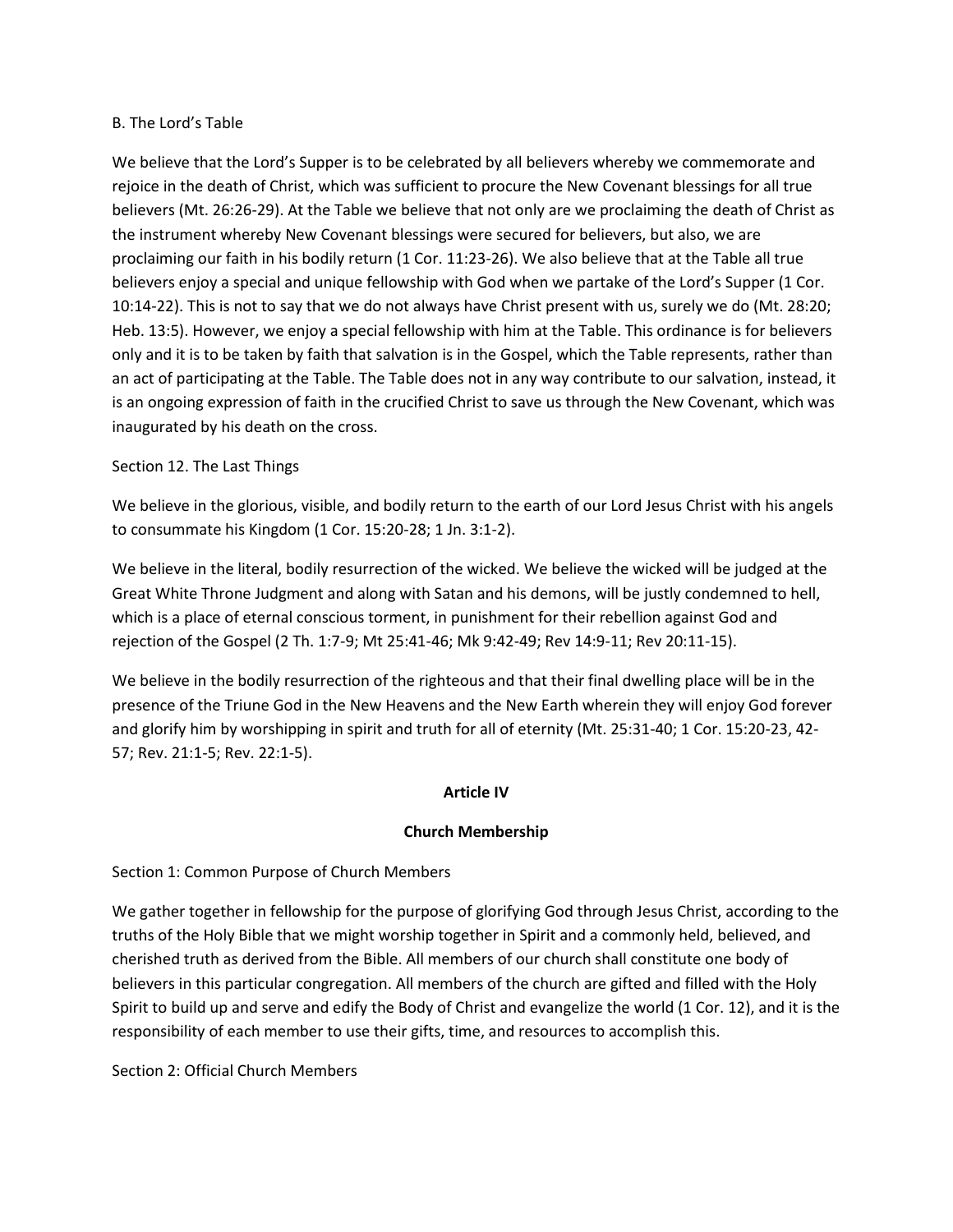B. The Lord's Table

We believe that the Lord's Supper is to be celebrated by all believers whereby we commemorate and rejoice in the death of Christ, which was sufficient to procure the New Covenant blessings for all true believers (Mt. 26:26-29). At the Table we believe that not only are we proclaiming the death of Christ as the instrument whereby New Covenant blessings were secured for believers, but also, we are proclaiming our faith in his bodily return (1 Cor. 11:23-26). We also believe that at the Table all true believers enjoy a special and unique fellowship with God when we partake of the Lord's Supper (1 Cor. 10:14-22). This is not to say that we do not always have Christ present with us, surely we do (Mt. 28:20; Heb. 13:5). However, we enjoy a special fellowship with him at the Table. This ordinance is for believers only and it is to be taken by faith that salvation is in the Gospel, which the Table represents, rather than an act of participating at the Table. The Table does not in any way contribute to our salvation, instead, it is an ongoing expression of faith in the crucified Christ to save us through the New Covenant, which was inaugurated by his death on the cross.

Section 12. The Last Things

We believe in the glorious, visible, and bodily return to the earth of our Lord Jesus Christ with his angels to consummate his Kingdom (1 Cor. 15:20-28; 1 Jn. 3:1-2).

We believe in the literal, bodily resurrection of the wicked. We believe the wicked will be judged at the Great White Throne Judgment and along with Satan and his demons, will be justly condemned to hell, which is a place of eternal conscious torment, in punishment for their rebellion against God and rejection of the Gospel (2 Th. 1:7-9; Mt 25:41-46; Mk 9:42-49; Rev 14:9-11; Rev 20:11-15).

We believe in the bodily resurrection of the righteous and that their final dwelling place will be in the presence of the Triune God in the New Heavens and the New Earth wherein they will enjoy God forever and glorify him by worshipping in spirit and truth for all of eternity (Mt. 25:31-40; 1 Cor. 15:20-23, 42-57; Rev. 21:1-5; Rev. 22:1-5).

## Article IV

## Church Membership

Section 1: Common Purpose of Church Members

We gather together in fellowship for the purpose of glorifying God through Jesus Christ, according to the truths of the Holy Bible that we might worship together in Spirit and a commonly held, believed, and cherished truth as derived from the Bible. All members of our church shall constitute one body of believers in this particular congregation. All members of the church are gifted and filled with the Holy Spirit to build up and serve and edify the Body of Christ and evangelize the world (1 Cor. 12), and it is the responsibility of each member to use their gifts, time, and resources to accomplish this.

Section 2: Official Church Members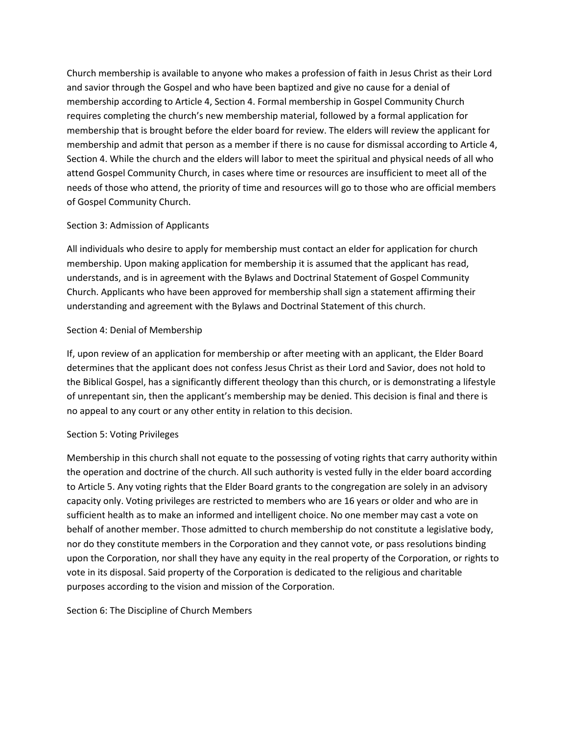Church membership is available to anyone who makes a profession of faith in Jesus Christ as their Lord and savior through the Gospel and who have been baptized and give no cause for a denial of membership according to Article 4, Section 4. Formal membership in Gospel Community Church requires completing the church's new membership material, followed by a formal application for membership that is brought before the elder board for review. The elders will review the applicant for membership and admit that person as a member if there is no cause for dismissal according to Article 4, Section 4. While the church and the elders will labor to meet the spiritual and physical needs of all who attend Gospel Community Church, in cases where time or resources are insufficient to meet all of the needs of those who attend, the priority of time and resources will go to those who are official members of Gospel Community Church.

### Section 3: Admission of Applicants

All individuals who desire to apply for membership must contact an elder for application for church membership. Upon making application for membership it is assumed that the applicant has read, understands, and is in agreement with the Bylaws and Doctrinal Statement of Gospel Community Church. Applicants who have been approved for membership shall sign a statement affirming their understanding and agreement with the Bylaws and Doctrinal Statement of this church.

### Section 4: Denial of Membership

If, upon review of an application for membership or after meeting with an applicant, the Elder Board determines that the applicant does not confess Jesus Christ as their Lord and Savior, does not hold to the Biblical Gospel, has a significantly different theology than this church, or is demonstrating a lifestyle of unrepentant sin, then the applicant's membership may be denied. This decision is final and there is no appeal to any court or any other entity in relation to this decision.

### Section 5: Voting Privileges

Membership in this church shall not equate to the possessing of voting rights that carry authority within the operation and doctrine of the church. All such authority is vested fully in the elder board according to Article 5. Any voting rights that the Elder Board grants to the congregation are solely in an advisory capacity only. Voting privileges are restricted to members who are 16 years or older and who are in sufficient health as to make an informed and intelligent choice. No one member may cast a vote on behalf of another member. Those admitted to church membership do not constitute a legislative body, nor do they constitute members in the Corporation and they cannot vote, or pass resolutions binding upon the Corporation, nor shall they have any equity in the real property of the Corporation, or rights to vote in its disposal. Said property of the Corporation is dedicated to the religious and charitable purposes according to the vision and mission of the Corporation.

### Section 6: The Discipline of Church Members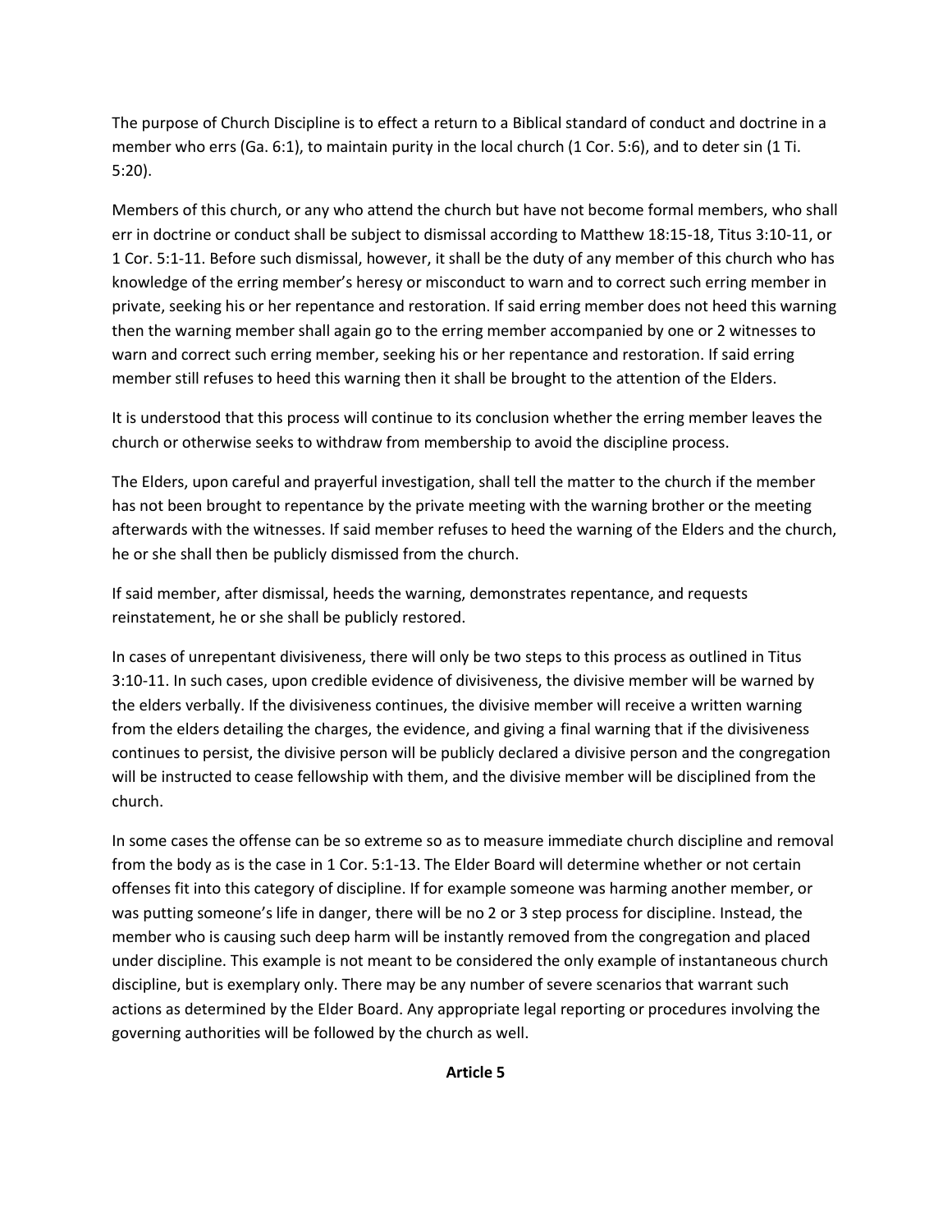The purpose of Church Discipline is to effect a return to a Biblical standard of conduct and doctrine in a member who errs (Ga. 6:1), to maintain purity in the local church (1 Cor. 5:6), and to deter sin (1 Ti. 5:20).

Members of this church, or any who attend the church but have not become formal members, who shall err in doctrine or conduct shall be subject to dismissal according to Matthew 18:15-18, Titus 3:10-11, or 1 Cor. 5:1-11. Before such dismissal, however, it shall be the duty of any member of this church who has knowledge of the erring member's heresy or misconduct to warn and to correct such erring member in private, seeking his or her repentance and restoration. If said erring member does not heed this warning then the warning member shall again go to the erring member accompanied by one or 2 witnesses to warn and correct such erring member, seeking his or her repentance and restoration. If said erring member still refuses to heed this warning then it shall be brought to the attention of the Elders.

It is understood that this process will continue to its conclusion whether the erring member leaves the church or otherwise seeks to withdraw from membership to avoid the discipline process.

The Elders, upon careful and prayerful investigation, shall tell the matter to the church if the member has not been brought to repentance by the private meeting with the warning brother or the meeting afterwards with the witnesses. If said member refuses to heed the warning of the Elders and the church, he or she shall then be publicly dismissed from the church.

If said member, after dismissal, heeds the warning, demonstrates repentance, and requests reinstatement, he or she shall be publicly restored.

In cases of unrepentant divisiveness, there will only be two steps to this process as outlined in Titus 3:10-11. In such cases, upon credible evidence of divisiveness, the divisive member will be warned by the elders verbally. If the divisiveness continues, the divisive member will receive a written warning from the elders detailing the charges, the evidence, and giving a final warning that if the divisiveness continues to persist, the divisive person will be publicly declared a divisive person and the congregation will be instructed to cease fellowship with them, and the divisive member will be disciplined from the church.

In some cases the offense can be so extreme so as to measure immediate church discipline and removal from the body as is the case in 1 Cor. 5:1-13. The Elder Board will determine whether or not certain offenses fit into this category of discipline. If for example someone was harming another member, or was putting someone's life in danger, there will be no 2 or 3 step process for discipline. Instead, the member who is causing such deep harm will be instantly removed from the congregation and placed under discipline. This example is not meant to be considered the only example of instantaneous church discipline, but is exemplary only. There may be any number of severe scenarios that warrant such actions as determined by the Elder Board. Any appropriate legal reporting or procedures involving the governing authorities will be followed by the church as well.

## Article 5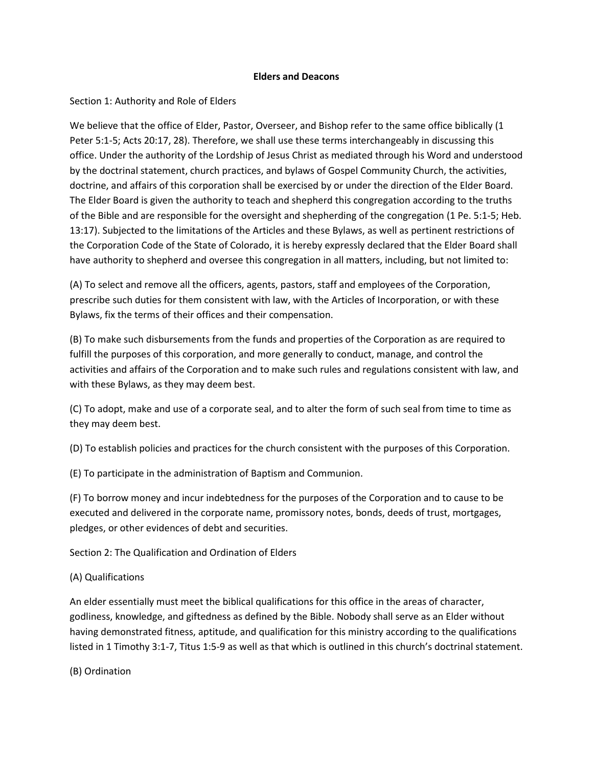**Elders and Deacons**

Section 1: Authority and Role of Elders

We believe that the office of Elder, Pastor, Overseer, and Bishop refer to the same office biblically (1 Peter 5:1-5; Acts 20:17, 28). Therefore, we shall use these terms interchangeably in discussing this office. Under the authority of the Lordship of Jesus Christ as mediated through his Word and understood by the doctrinal statement, church practices, and bylaws of Gospel Community Church, the activities, doctrine, and affairs of this corporation shall be exercised by or under the direction of the Elder Board. The Elder Board is given the authority to teach and shepherd this congregation according to the truths of the Bible and are responsible for the oversight and shepherding of the congregation (1 Pe. 5:1-5; Heb. 13:17). Subjected to the limitations of the Articles and these Bylaws, as well as pertinent restrictions of the Corporation Code of the State of Colorado, it is hereby expressly declared that the Elder Board shall have authority to shepherd and oversee this congregation in all matters, including, but not limited to:

(A) To select and remove all the officers, agents, pastors, staff and employees of the Corporation, prescribe such duties for them consistent with law, with the Articles of Incorporation, or with these Bylaws, fix the terms of their offices and their compensation.

(B) To make such disbursements from the funds and properties of the Corporation as are required to fulfill the purposes of this corporation, and more generally to conduct, manage, and control the activities and affairs of the Corporation and to make such rules and regulations consistent with law, and with these Bylaws, as they may deem best.

(C) To adopt, make and use of a corporate seal, and to alter the form of such seal from time to time as they may deem best.

(D) To establish policies and practices for the church consistent with the purposes of this Corporation.

(E) To participate in the administration of Baptism and Communion.

(F) To borrow money and incur indebtedness for the purposes of the Corporation and to cause to be executed and delivered in the corporate name, promissory notes, bonds, deeds of trust, mortgages, pledges, or other evidences of debt and securities.

Section 2: The Qualification and Ordination of Elders

(A) Qualifications

An elder essentially must meet the biblical qualifications for this office in the areas of character, godliness, knowledge, and giftedness as defined by the Bible. Nobody shall serve as an Elder without having demonstrated fitness, aptitude, and qualification for this ministry according to the qualifications listed in 1 Timothy 3:1-7, Titus 1:5-9 as well as that which is outlined in this church's doctrinal statement.

(B) Ordination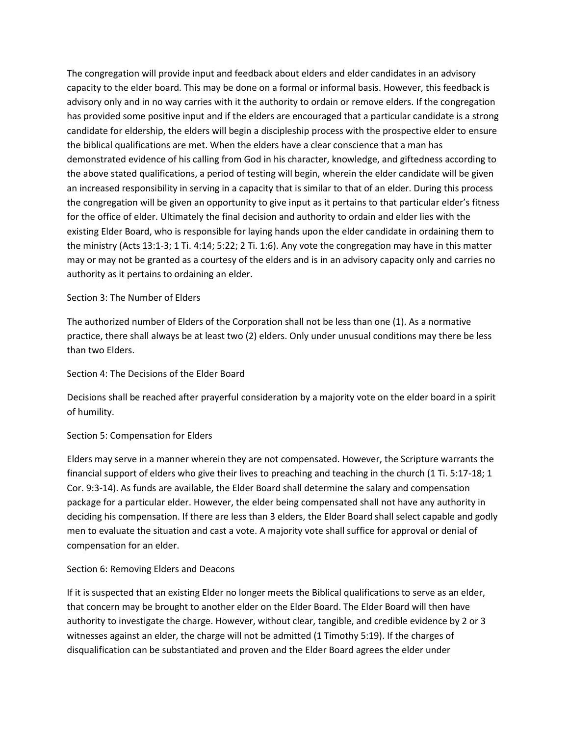The congregation will provide input and feedback about elders and elder candidates in an advisory capacity to the elder board. This may be done on a formal or informal basis. However, this feedback is advisory only and in no way carries with it the authority to ordain or remove elders. If the congregation has provided some positive input and if the elders are encouraged that a particular candidate is a strong candidate for eldership, the elders will begin a discipleship process with the prospective elder to ensure the biblical qualifications are met. When the elders have a clear conscience that a man has demonstrated evidence of his calling from God in his character, knowledge, and giftedness according to the above stated qualifications, a period of testing will begin, wherein the elder candidate will be given an increased responsibility in serving in a capacity that is similar to that of an elder. During this process the congregation will be given an opportunity to give input as it pertains to that particular elder's fitness for the office of elder. Ultimately the final decision and authority to ordain and elder lies with the existing Elder Board, who is responsible for laying hands upon the elder candidate in ordaining them to the ministry (Acts 13:1-3; 1 Ti. 4:14; 5:22; 2 Ti. 1:6). Any vote the congregation may have in this matter may or may not be granted as a courtesy of the elders and is in an advisory capacity only and carries no authority as it pertains to ordaining an elder.

Section 3: The Number of Elders

The authorized number of Elders of the Corporation shall not be less than one (1). As a normative practice, there shall always be at least two (2) elders. Only under unusual conditions may there be less than two Elders.

Section 4: The Decisions of the Elder Board

Decisions shall be reached after prayerful consideration by a majority vote on the elder board in a spirit of humility.

Section 5: Compensation for Elders

Elders may serve in a manner wherein they are not compensated. However, the Scripture warrants the financial support of elders who give their lives to preaching and teaching in the church (1 Ti. 5:17-18; 1 Cor. 9:3-14). As funds are available, the Elder Board shall determine the salary and compensation package for a particular elder. However, the elder being compensated shall not have any authority in deciding his compensation. If there are less than 3 elders, the Elder Board shall select capable and godly men to evaluate the situation and cast a vote. A majority vote shall suffice for approval or denial of compensation for an elder.

Section 6: Removing Elders and Deacons

If it is suspected that an existing Elder no longer meets the Biblical qualifications to serve as an elder, that concern may be brought to another elder on the Elder Board. The Elder Board will then have authority to investigate the charge. However, without clear, tangible, and credible evidence by 2 or 3 witnesses against an elder, the charge will not be admitted (1 Timothy 5:19). If the charges of disqualification can be substantiated and proven and the Elder Board agrees the elder under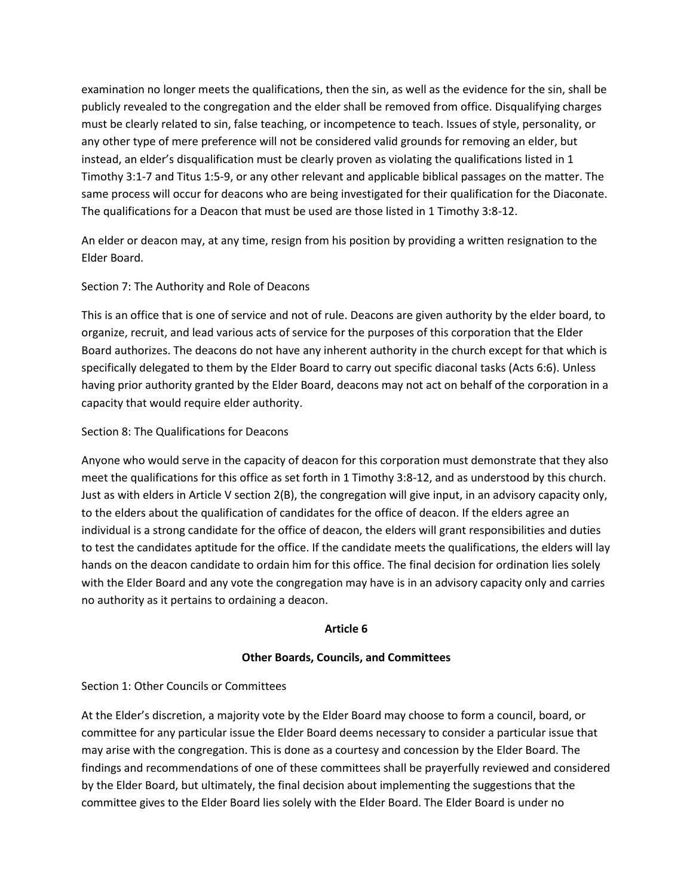examination no longer meets the qualifications, then the sin, as well as the evidence for the sin, shall be publicly revealed to the congregation and the elder shall be removed from office. Disqualifying charges must be clearly related to sin, false teaching, or incompetence to teach. Issues of style, personality, or any other type of mere preference will not be considered valid grounds for removing an elder, but instead, an elder's disqualification must be clearly proven as violating the qualifications listed in 1 Timothy 3:1-7 and Titus 1:5-9, or any other relevant and applicable biblical passages on the matter. The same process will occur for deacons who are being investigated for their qualification for the Diaconate. The qualifications for a Deacon that must be used are those listed in 1 Timothy 3:8-12.

An elder or deacon may, at any time, resign from his position by providing a written resignation to the Elder Board.

Section 7: The Authority and Role of Deacons

This is an office that is one of service and not of rule. Deacons are given authority by the elder board, to organize, recruit, and lead various acts of service for the purposes of this corporation that the Elder Board authorizes. The deacons do not have any inherent authority in the church except for that which is specifically delegated to them by the Elder Board to carry out specific diaconal tasks (Acts 6:6). Unless having prior authority granted by the Elder Board, deacons may not act on behalf of the corporation in a capacity that would require elder authority.

Section 8: The Qualifications for Deacons

Anyone who would serve in the capacity of deacon for this corporation must demonstrate that they also meet the qualifications for this office as set forth in 1 Timothy 3:8-12, and as understood by this church. Just as with elders in Article V section 2(B), the congregation will give input, in an advisory capacity only, to the elders about the qualification of candidates for the office of deacon. If the elders agree an individual is a strong candidate for the office of deacon, the elders will grant responsibilities and duties to test the candidates aptitude for the office. If the candidate meets the qualifications, the elders will lay hands on the deacon candidate to ordain him for this office. The final decision for ordination lies solely with the Elder Board and any vote the congregation may have is in an advisory capacity only and carries no authority as it pertains to ordaining a deacon.

## Article 6

## Other Boards, Councils, and Committees

Section 1: Other Councils or Committees

At the Elder's discretion, a majority vote by the Elder Board may choose to form a council, board, or committee for any particular issue the Elder Board deems necessary to consider a particular issue that may arise with the congregation. This is done as a courtesy and concession by the Elder Board. The findings and recommendations of one of these committees shall be prayerfully reviewed and considered by the Elder Board, but ultimately, the final decision about implementing the suggestions that the committee gives to the Elder Board lies solely with the Elder Board. The Elder Board is under no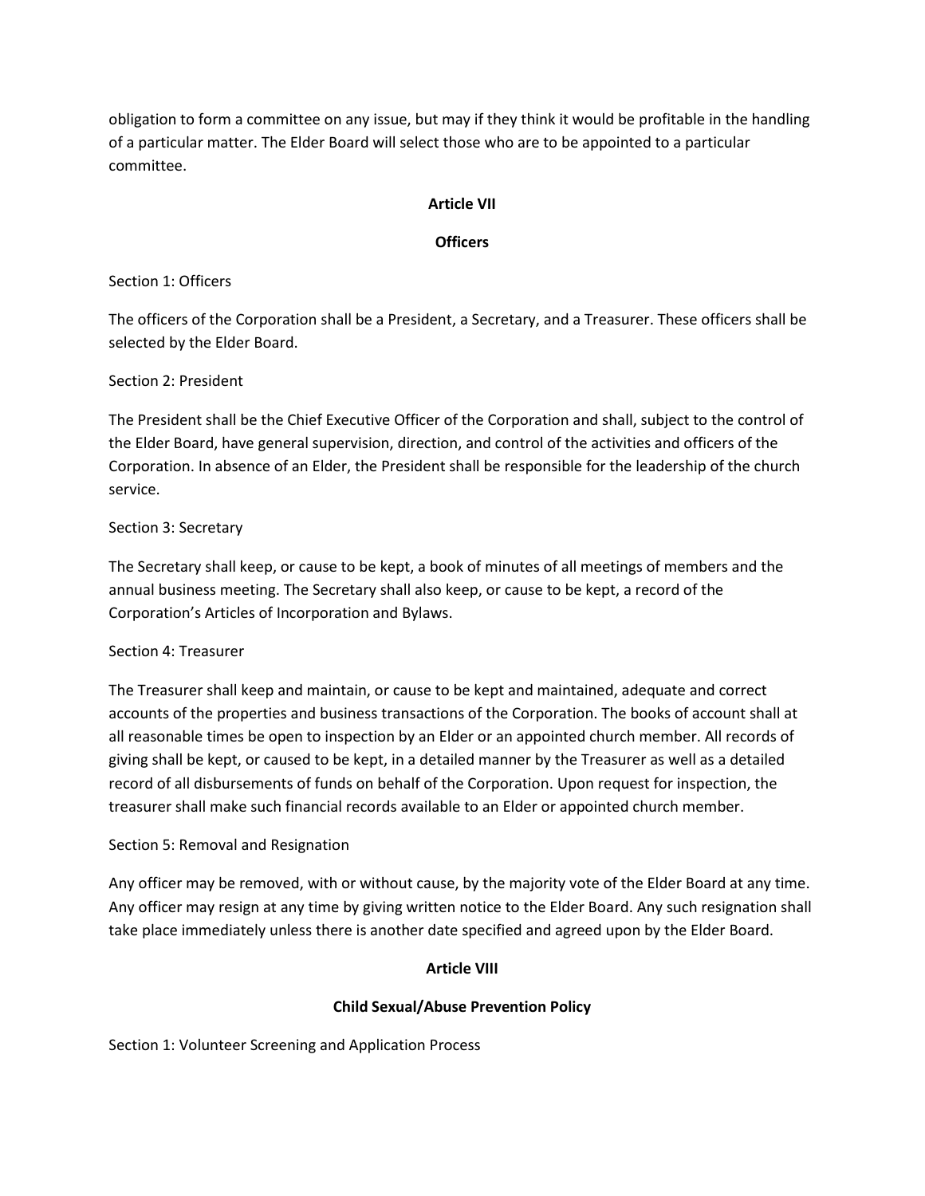obligation to form a committee on any issue, but may if they think it would be profitable in the handling of a particular matter. The Elder Board will select those who are to be appointed to a particular committee.

## Article VII

## Officers

Section 1: Officers

The officers of the Corporation shall be a President, a Secretary, and a Treasurer. These officers shall be selected by the Elder Board.

Section 2: President

The President shall be the Chief Executive Officer of the Corporation and shall, subject to the control of the Elder Board, have general supervision, direction, and control of the activities and officers of the Corporation. In absence of an Elder, the President shall be responsible for the leadership of the church service.

Section 3: Secretary

The Secretary shall keep, or cause to be kept, a book of minutes of all meetings of members and the annual business meeting. The Secretary shall also keep, or cause to be kept, a record of the Corporation's Articles of Incorporation and Bylaws.

Section 4: Treasurer

The Treasurer shall keep and maintain, or cause to be kept and maintained, adequate and correct accounts of the properties and business transactions of the Corporation. The books of account shall at all reasonable times be open to inspection by an Elder or an appointed church member. All records of giving shall be kept, or caused to be kept, in a detailed manner by the Treasurer as well as a detailed record of all disbursements of funds on behalf of the Corporation. Upon request for inspection, the treasurer shall make such financial records available to an Elder or appointed church member.

Section 5: Removal and Resignation

Any officer may be removed, with or without cause, by the majority vote of the Elder Board at any time. Any officer may resign at any time by giving written notice to the Elder Board. Any such resignation shall take place immediately unless there is another date specified and agreed upon by the Elder Board.

## Article VIII

## Child Sexual/Abuse Prevention Policy

Section 1: Volunteer Screening and Application Process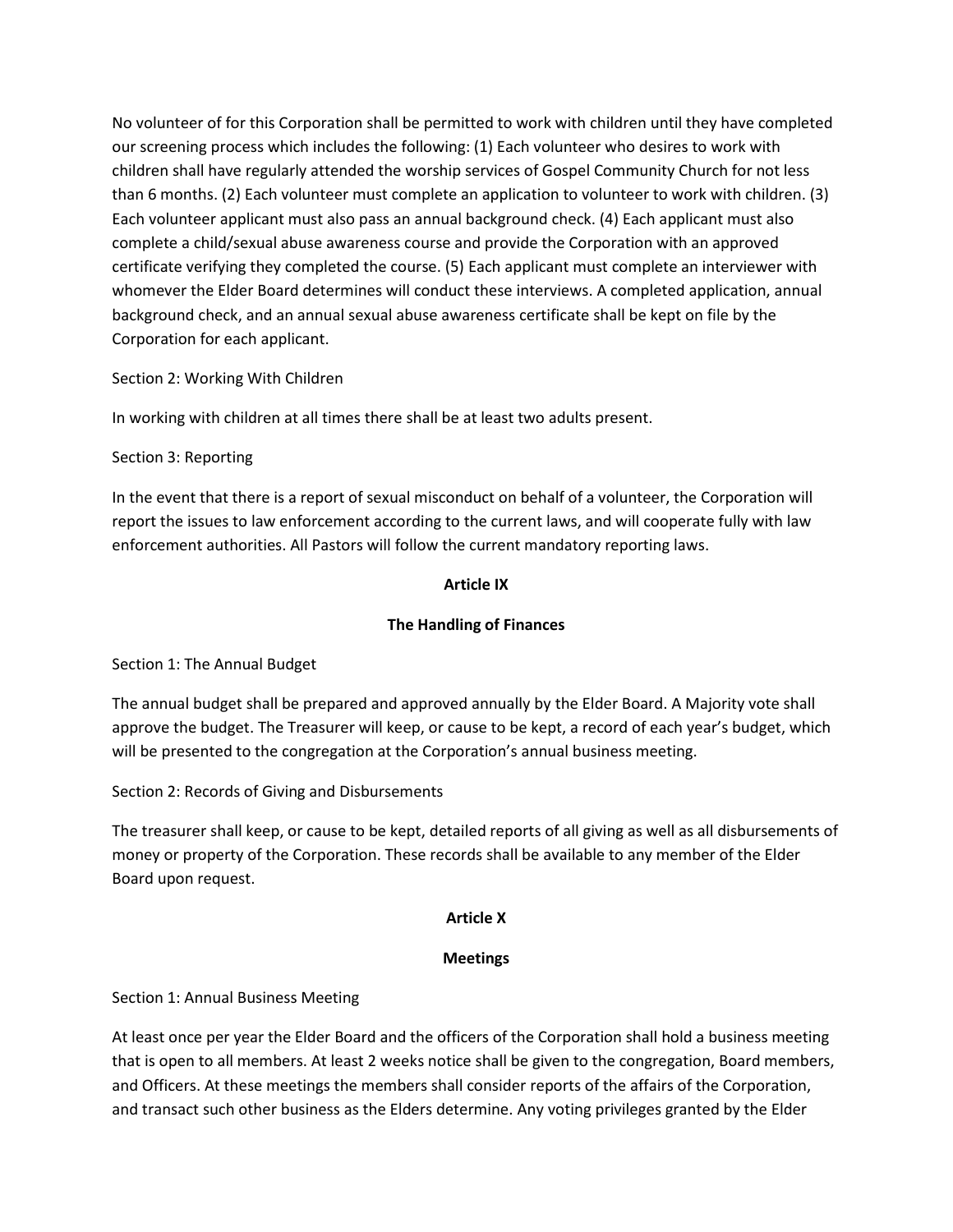No volunteer of for this Corporation shall be permitted to work with children until they have completed our screening process which includes the following: (1) Each volunteer who desires to work with children shall have regularly attended the worship services of Gospel Community Church for not less than 6 months. (2) Each volunteer must complete an application to volunteer to work with children. (3) Each volunteer applicant must also pass an annual background check. (4) Each applicant must also complete a child/sexual abuse awareness course and provide the Corporation with an approved certificate verifying they completed the course. (5) Each applicant must complete an interviewer with whomever the Elder Board determines will conduct these interviews. A completed application, annual background check, and an annual sexual abuse awareness certificate shall be kept on file by the Corporation for each applicant.

Section 2: Working With Children

In working with children at all times there shall be at least two adults present.

Section 3: Reporting

In the event that there is a report of sexual misconduct on behalf of a volunteer, the Corporation will report the issues to law enforcement according to the current laws, and will cooperate fully with law enforcement authorities. All Pastors will follow the current mandatory reporting laws.

## Article IX

## The Handling of Finances

Section 1: The Annual Budget

The annual budget shall be prepared and approved annually by the Elder Board. A Majority vote shall approve the budget. The Treasurer will keep, or cause to be kept, a record of each year's budget, which will be presented to the congregation at the Corporation's annual business meeting.

Section 2: Records of Giving and Disbursements

The treasurer shall keep, or cause to be kept, detailed reports of all giving as well as all disbursements of money or property of the Corporation. These records shall be available to any member of the Elder Board upon request.

## Article X

## Meetings

Section 1: Annual Business Meeting

At least once per year the Elder Board and the officers of the Corporation shall hold a business meeting that is open to all members. At least 2 weeks notice shall be given to the congregation, Board members, and Officers. At these meetings the members shall consider reports of the affairs of the Corporation, and transact such other business as the Elders determine. Any voting privileges granted by the Elder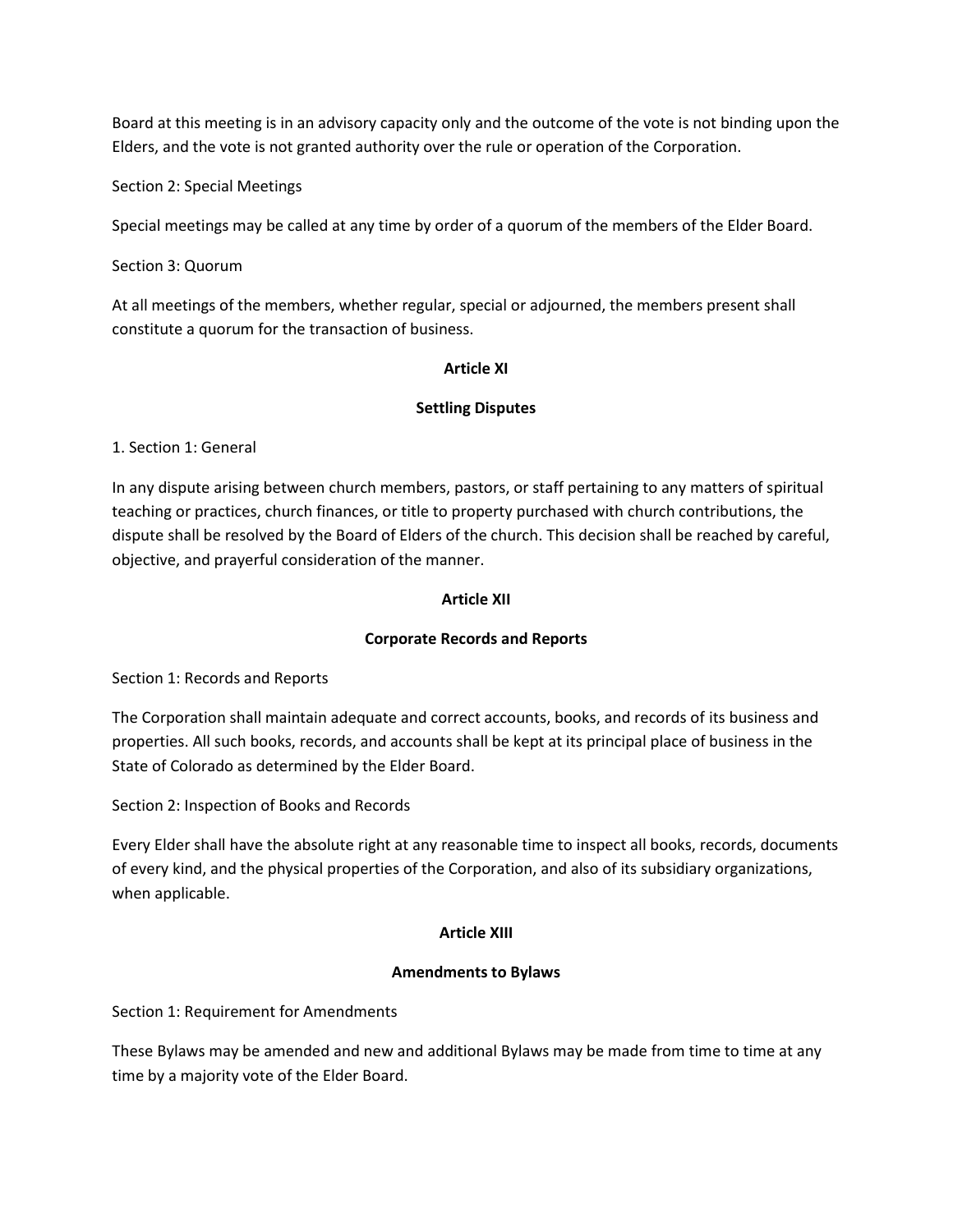Board at this meeting is in an advisory capacity only and the outcome of the vote is not binding upon the Elders, and the vote is not granted authority over the rule or operation of the Corporation.

Section 2: Special Meetings

Special meetings may be called at any time by order of a quorum of the members of the Elder Board.

Section 3: Quorum

At all meetings of the members, whether regular, special or adjourned, the members present shall constitute a quorum for the transaction of business.

## Article XI

## Settling Disputes

1. Section 1: General

In any dispute arising between church members, pastors, or staff pertaining to any matters of spiritual teaching or practices, church finances, or title to property purchased with church contributions, the dispute shall be resolved by the Board of Elders of the church. This decision shall be reached by careful, objective, and prayerful consideration of the manner.

## Article XII

## Corporate Records and Reports

Section 1: Records and Reports

The Corporation shall maintain adequate and correct accounts, books, and records of its business and properties. All such books, records, and accounts shall be kept at its principal place of business in the State of Colorado as determined by the Elder Board.

Section 2: Inspection of Books and Records

Every Elder shall have the absolute right at any reasonable time to inspect all books, records, documents of every kind, and the physical properties of the Corporation, and also of its subsidiary organizations, when applicable.

## Article XIII

## Amendments to Bylaws

Section 1: Requirement for Amendments

These Bylaws may be amended and new and additional Bylaws may be made from time to time at any time by a majority vote of the Elder Board.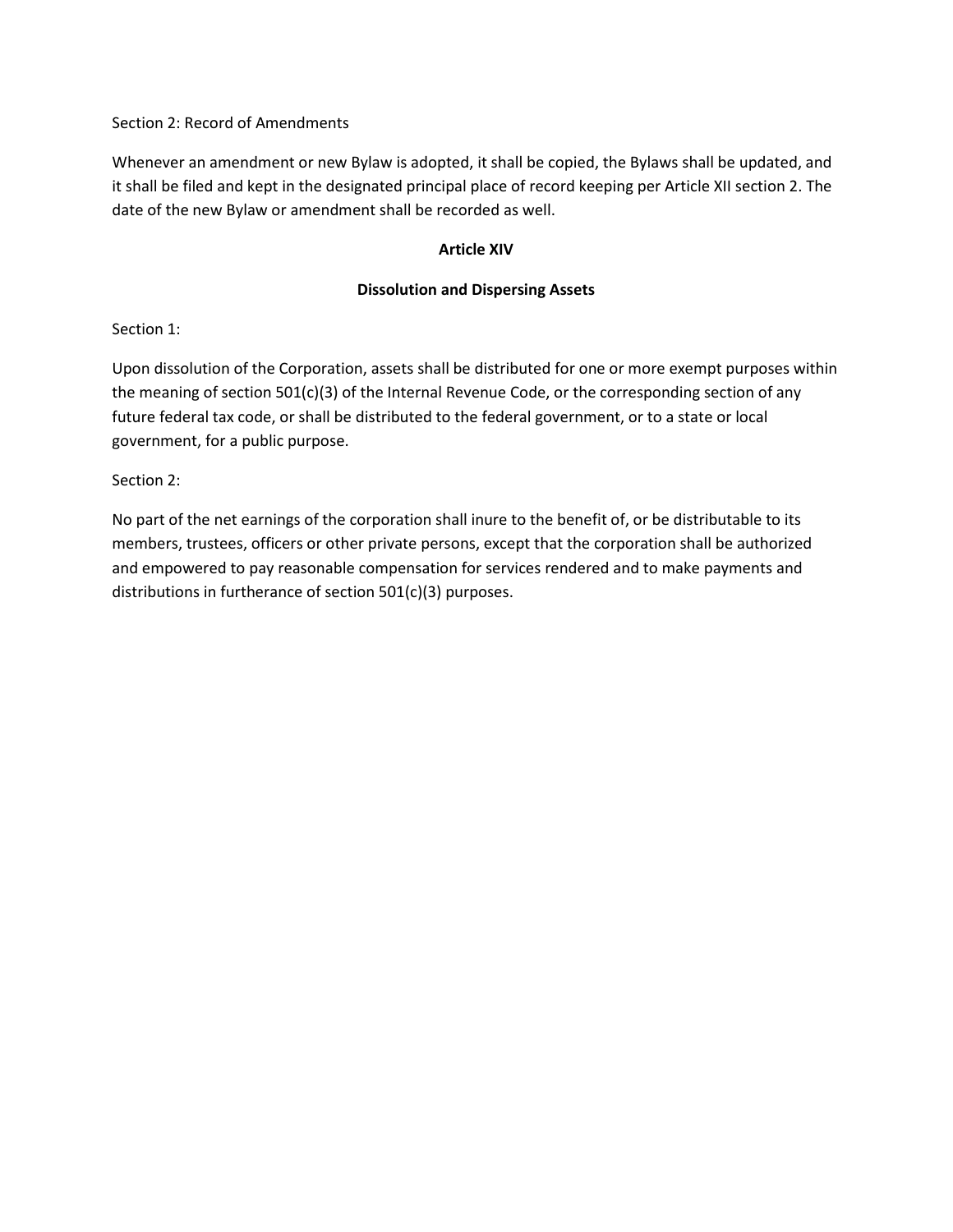Section 2: Record of Amendments

Whenever an amendment or new Bylaw is adopted, it shall be copied, the Bylaws shall be updated, and it shall be filed and kept in the designated principal place of record keeping per Article XII section 2. The date of the new Bylaw or amendment shall be recorded as well.

## Article XIV

## Dissolution and Dispersing Assets

Section 1:

Upon dissolution of the Corporation, assets shall be distributed for one or more exempt purposes within the meaning of section 501(c)(3) of the Internal Revenue Code, or the corresponding section of any future federal tax code, or shall be distributed to the federal government, or to a state or local government, for a public purpose.

Section 2:

No part of the net earnings of the corporation shall inure to the benefit of, or be distributable to its members, trustees, officers or other private persons, except that the corporation shall be authorized and empowered to pay reasonable compensation for services rendered and to make payments and distributions in furtherance of section 501(c)(3) purposes.